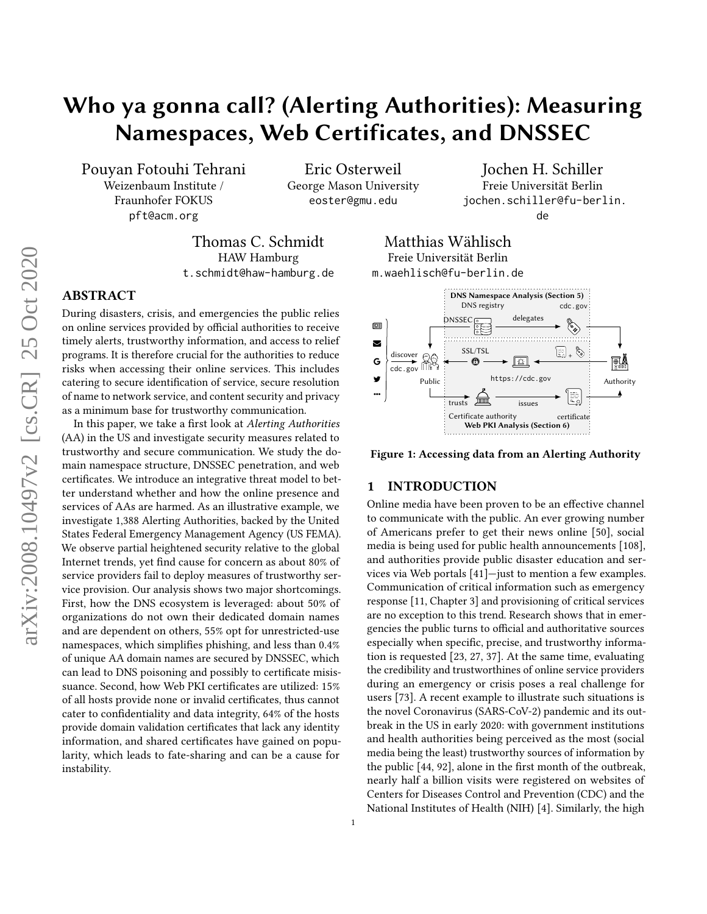// Page 1 of 18 · document 8cba444a7462 · rendered by OCR pipeline

# Who ya gonna call? (Alerting Authorities): Measuring Namespaces, Web Certificates, and DNSSEC

Pouyan Fotouhi Tehrani
Weizenbaum Institute / Fraunhofer FOKUS
pft@acm.org

Eric Osterweil
George Mason University
eoster@gmu.edu

Jochen H. Schiller
Freie Universität Berlin
jochen.schiller@fu-berlin.de

Thomas C. Schmidt
HAW Hamburg
t.schmidt@haw-hamburg.de

Matthias Wählisch
Freie Universität Berlin
m.waehlisch@fu-berlin.de

## ABSTRACT

During disasters, crisis, and emergencies the public relies on online services provided by official authorities to receive timely alerts, trustworthy information, and access to relief programs. It is therefore crucial for the authorities to reduce risks when accessing their online services. This includes catering to secure identification of service, secure resolution of name to network service, and content security and privacy as a minimum base for trustworthy communication.

In this paper, we take a first look at *Alerting Authorities* (AA) in the US and investigate security measures related to trustworthy and secure communication. We study the domain namespace structure, DNSSEC penetration, and web certificates. We introduce an integrative threat model to better understand whether and how the online presence and services of AAs are harmed. As an illustrative example, we investigate 1,388 Alerting Authorities, backed by the United States Federal Emergency Management Agency (US FEMA). We observe partial heightened security relative to the global Internet trends, yet find cause for concern as about 80% of service providers fail to deploy measures of trustworthy service provision. Our analysis shows two major shortcomings. First, how the DNS ecosystem is leveraged: about 50% of organizations do not own their dedicated domain names and are dependent on others, 55% opt for unrestricted-use namespaces, which simplifies phishing, and less than 0.4% of unique AA domain names are secured by DNSSEC, which can lead to DNS poisoning and possibly to certificate misissuance. Second, how Web PKI certificates are utilized: 15% of all hosts provide none or invalid certificates, thus cannot cater to confidentiality and data integrity, 64% of the hosts provide domain validation certificates that lack any identity information, and shared certificates have gained on popularity, which leads to fate-sharing and can be a cause for instability.

DNS Namespace Analysis (Section 5)
DNS registry — delegates → cdc.gov
DNSSEC
discover cdc.gov — Public — SSL/TSL — https://cdc.gov — Authority
trusts — Certificate authority — issues — certificate
Web PKI Analysis (Section 6)

**Figure 1: Accessing data from an Alerting Authority**

## 1 INTRODUCTION

Online media have been proven to be an effective channel to communicate with the public. An ever growing number of Americans prefer to get their news online [50], social media is being used for public health announcements [108], and authorities provide public disaster education and services via Web portals [41]—just to mention a few examples. Communication of critical information such as emergency response [11, Chapter 3] and provisioning of critical services are no exception to this trend. Research shows that in emergencies the public turns to official and authoritative sources especially when specific, precise, and trustworthy information is requested [23, 27, 37]. At the same time, evaluating the credibility and trustworthines of online service providers during an emergency or crisis poses a real challenge for users [73]. A recent example to illustrate such situations is the novel Coronavirus (SARS-CoV-2) pandemic and its outbreak in the US in early 2020: with government institutions and health authorities being perceived as the most (social media being the least) trustworthy sources of information by the public [44, 92], alone in the first month of the outbreak, nearly half a billion visits were registered on websites of Centers for Diseases Control and Prevention (CDC) and the National Institutes of Health (NIH) [4]. Similarly, the high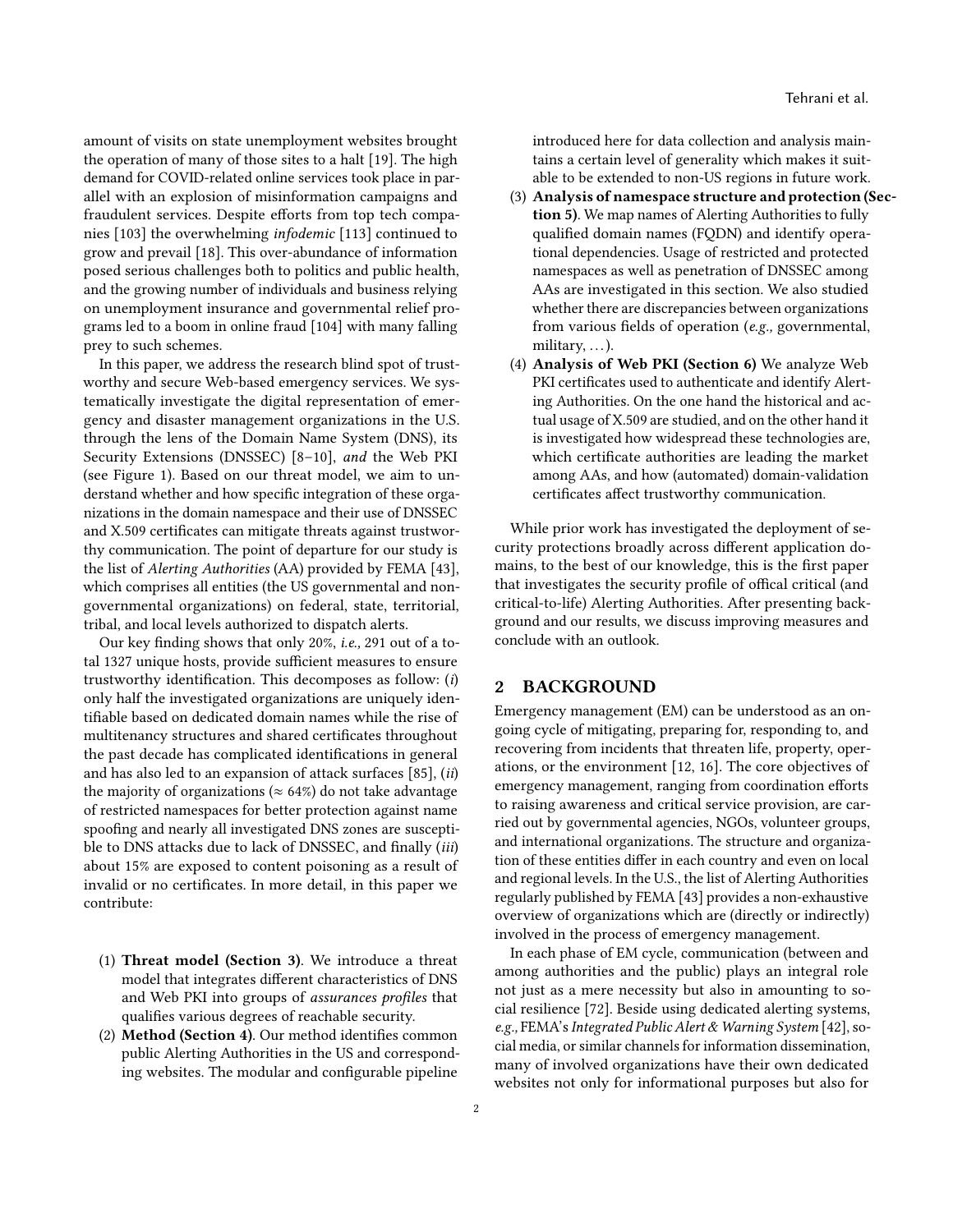amount of visits on state unemployment websites brought the operation of many of those sites to a halt [19]. The high demand for COVID-related online services took place in parallel with an explosion of misinformation campaigns and fraudulent services. Despite efforts from top tech companies [103] the overwhelming *infodemic* [113] continued to grow and prevail [18]. This over-abundance of information posed serious challenges both to politics and public health, and the growing number of individuals and business relying on unemployment insurance and governmental relief programs led to a boom in online fraud [104] with many falling prey to such schemes.

In this paper, we address the research blind spot of trustworthy and secure Web-based emergency services. We systematically investigate the digital representation of emergency and disaster management organizations in the U.S. through the lens of the Domain Name System (DNS), its Security Extensions (DNSSEC) [8–10], *and* the Web PKI (see Figure 1). Based on our threat model, we aim to understand whether and how specific integration of these organizations in the domain namespace and their use of DNSSEC and X.509 certificates can mitigate threats against trustworthy communication. The point of departure for our study is the list of *Alerting Authorities* (AA) provided by FEMA [43], which comprises all entities (the US governmental and non-governmental organizations) on federal, state, territorial, tribal, and local levels authorized to dispatch alerts.

Our key finding shows that only 20%, *i.e.,* 291 out of a total 1327 unique hosts, provide sufficient measures to ensure trustworthy identification. This decomposes as follow: (*i*) only half the investigated organizations are uniquely identifiable based on dedicated domain names while the rise of multitenancy structures and shared certificates throughout the past decade has complicated identifications in general and has also led to an expansion of attack surfaces [85], (*ii*) the majority of organizations ($\approx$ 64%) do not take advantage of restricted namespaces for better protection against name spoofing and nearly all investigated DNS zones are susceptible to DNS attacks due to lack of DNSSEC, and finally (*iii*) about 15% are exposed to content poisoning as a result of invalid or no certificates. In more detail, in this paper we contribute:

1. **Threat model (Section 3)**. We introduce a threat model that integrates different characteristics of DNS and Web PKI into groups of *assurances profiles* that qualifies various degrees of reachable security.
2. **Method (Section 4)**. Our method identifies common public Alerting Authorities in the US and corresponding websites. The modular and configurable pipeline introduced here for data collection and analysis maintains a certain level of generality which makes it suitable to be extended to non-US regions in future work.
3. **Analysis of namespace structure and protection (Section 5)**. We map names of Alerting Authorities to fully qualified domain names (FQDN) and identify operational dependencies. Usage of restricted and protected namespaces as well as penetration of DNSSEC among AAs are investigated in this section. We also studied whether there are discrepancies between organizations from various fields of operation (*e.g.,* governmental, military, ...).
4. **Analysis of Web PKI (Section 6)** We analyze Web PKI certificates used to authenticate and identify Alerting Authorities. On the one hand the historical and actual usage of X.509 are studied, and on the other hand it is investigated how widespread these technologies are, which certificate authorities are leading the market among AAs, and how (automated) domain-validation certificates affect trustworthy communication.

While prior work has investigated the deployment of security protections broadly across different application domains, to the best of our knowledge, this is the first paper that investigates the security profile of offical critical (and critical-to-life) Alerting Authorities. After presenting background and our results, we discuss improving measures and conclude with an outlook.

## 2 BACKGROUND

Emergency management (EM) can be understood as an ongoing cycle of mitigating, preparing for, responding to, and recovering from incidents that threaten life, property, operations, or the environment [12, 16]. The core objectives of emergency management, ranging from coordination efforts to raising awareness and critical service provision, are carried out by governmental agencies, NGOs, volunteer groups, and international organizations. The structure and organization of these entities differ in each country and even on local and regional levels. In the U.S., the list of Alerting Authorities regularly published by FEMA [43] provides a non-exhaustive overview of organizations which are (directly or indirectly) involved in the process of emergency management.

In each phase of EM cycle, communication (between and among authorities and the public) plays an integral role not just as a mere necessity but also in amounting to social resilience [72]. Beside using dedicated alerting systems, *e.g.,* FEMA's *Integrated Public Alert & Warning System* [42], social media, or similar channels for information dissemination, many of involved organizations have their own dedicated websites not only for informational purposes but also for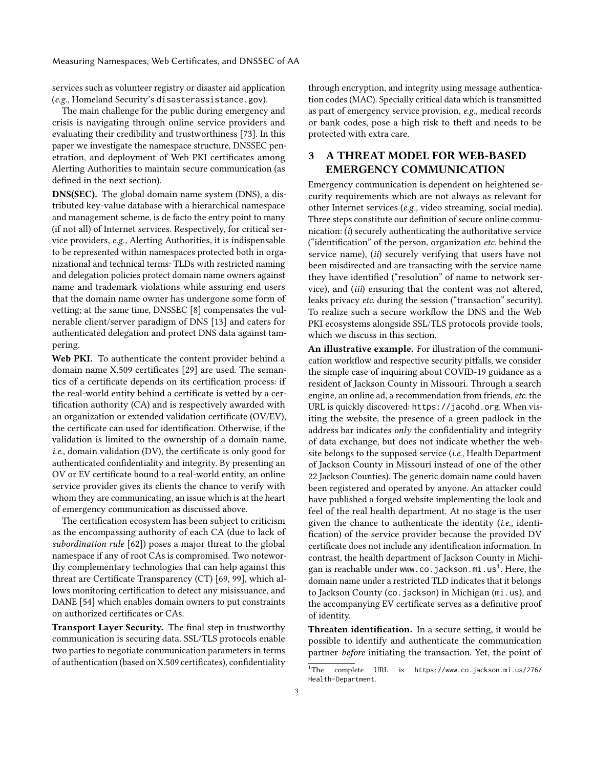services such as volunteer registry or disaster aid application (*e.g.,* Homeland Security's `disasterassistance.gov`).

The main challenge for the public during emergency and crisis is navigating through online service providers and evaluating their credibility and trustworthiness [73]. In this paper we investigate the namespace structure, DNSSEC penetration, and deployment of Web PKI certificates among Alerting Authorities to maintain secure communication (as defined in the next section).

**DNS(SEC).** The global domain name system (DNS), a distributed key-value database with a hierarchical namespace and management scheme, is de facto the entry point to many (if not all) of Internet services. Respectively, for critical service providers, *e.g.,* Alerting Authorities, it is indispensable to be represented within namespaces protected both in organizational and technical terms: TLDs with restricted naming and delegation policies protect domain name owners against name and trademark violations while assuring end users that the domain name owner has undergone some form of vetting; at the same time, DNSSEC [8] compensates the vulnerable client/server paradigm of DNS [13] and caters for authenticated delegation and protect DNS data against tampering.

**Web PKI.** To authenticate the content provider behind a domain name X.509 certificates [29] are used. The semantics of a certificate depends on its certification process: if the real-world entity behind a certificate is vetted by a certification authority (CA) and is respectively awarded with an organization or extended validation certificate (OV/EV), the certificate can used for identification. Otherwise, if the validation is limited to the ownership of a domain name, *i.e.,* domain validation (DV), the certificate is only good for authenticated confidentiality and integrity. By presenting an OV or EV certificate bound to a real-world entity, an online service provider gives its clients the chance to verify with whom they are communicating, an issue which is at the heart of emergency communication as discussed above.

The certification ecosystem has been subject to criticism as the encompassing authority of each CA (due to lack of *subordination rule* [62]) poses a major threat to the global namespace if any of root CAs is compromised. Two noteworthy complementary technologies that can help against this threat are Certificate Transparency (CT) [69, 99], which allows monitoring certification to detect any misissuance, and DANE [54] which enables domain owners to put constraints on authorized certificates or CAs.

**Transport Layer Security.** The final step in trustworthy communication is securing data. SSL/TLS protocols enable two parties to negotiate communication parameters in terms of authentication (based on X.509 certificates), confidentiality through encryption, and integrity using message authentication codes (MAC). Specially critical data which is transmitted as part of emergency service provision, *e.g.,* medical records or bank codes, pose a high risk to theft and needs to be protected with extra care.

## 3 A THREAT MODEL FOR WEB-BASED EMERGENCY COMMUNICATION

Emergency communication is dependent on heightened security requirements which are not always as relevant for other Internet services (*e.g.,* video streaming, social media). Three steps constitute our definition of secure online communication: (*i*) securely authenticating the authoritative service ("identification" of the person, organization *etc.* behind the service name), (*ii*) securely verifying that users have not been misdirected and are transacting with the service name they have identified ("resolution" of name to network service), and (*iii*) ensuring that the content was not altered, leaks privacy *etc.* during the session ("transaction" security). To realize such a secure workflow the DNS and the Web PKI ecosystems alongside SSL/TLS protocols provide tools, which we discuss in this section.

**An illustrative example.** For illustration of the communication workflow and respective security pitfalls, we consider the simple case of inquiring about COVID-19 guidance as a resident of Jackson County in Missouri. Through a search engine, an online ad, a recommendation from friends, *etc.* the URL is quickly discovered: `https://jacohd.org`. When visiting the website, the presence of a green padlock in the address bar indicates *only* the confidentiality and integrity of data exchange, but does not indicate whether the website belongs to the supposed service (*i.e.,* Health Department of Jackson County in Missouri instead of one of the other 22 Jackson Counties). The generic domain name could haven been registered and operated by anyone. An attacker could have published a forged website implementing the look and feel of the real health department. At no stage is the user given the chance to authenticate the identity (*i.e.,* identification) of the service provider because the provided DV certificate does not include any identification information. In contrast, the health department of Jackson County in Michigan is reachable under `www.co.jackson.mi.us`[1]. Here, the domain name under a restricted TLD indicates that it belongs to Jackson County (`co.jackson`) in Michigan (`mi.us`), and the accompanying EV certificate serves as a definitive proof of identity.

**Threaten identification.** In a secure setting, it would be possible to identify and authenticate the communication partner *before* initiating the transaction. Yet, the point of

[1]The complete URL is `https://www.co.jackson.mi.us/276/Health-Department`.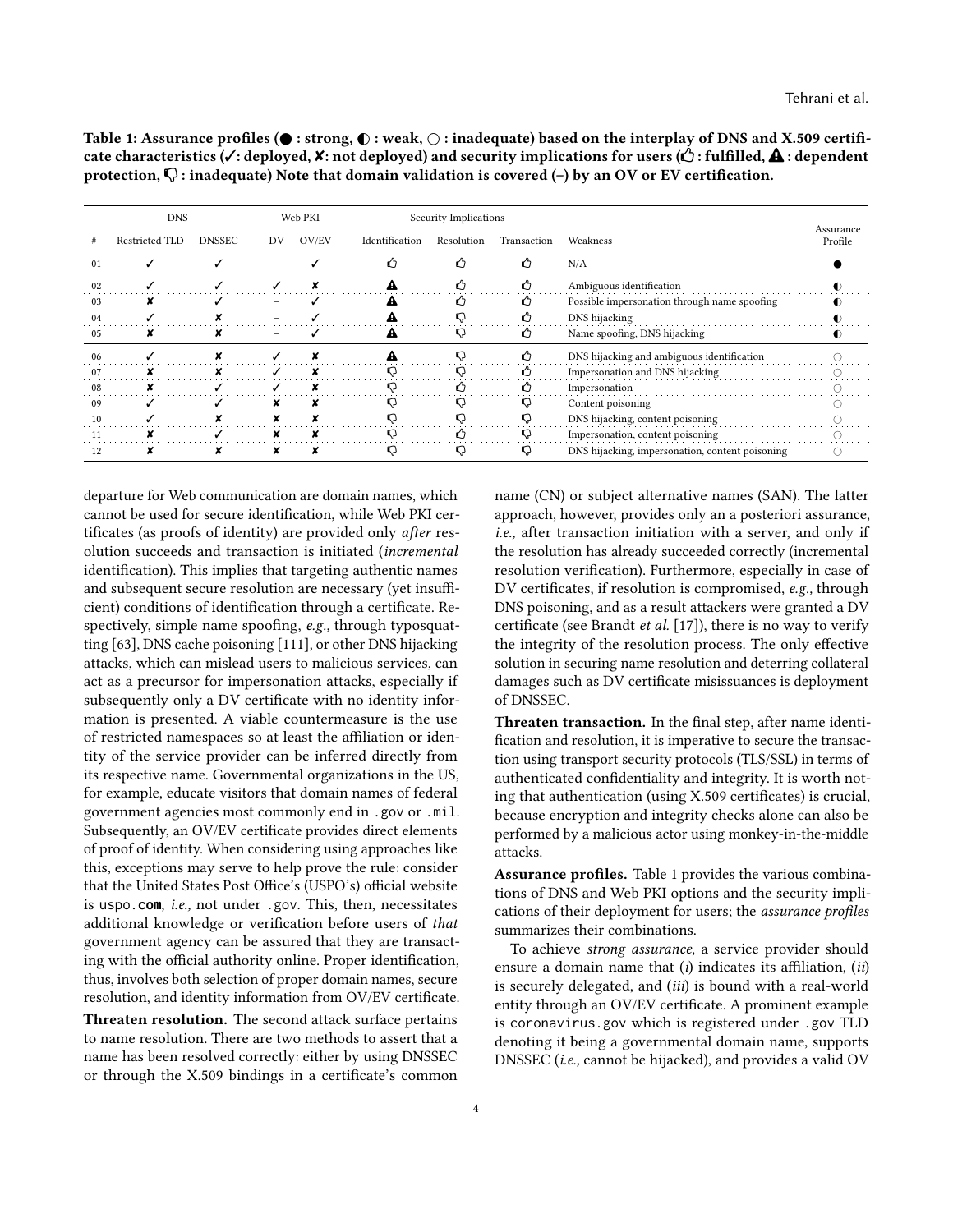**Table 1: Assurance profiles (● : strong, ◐ : weak, ○ : inadequate) based on the interplay of DNS and X.509 certificate characteristics (✓: deployed, ✘: not deployed) and security implications for users (👍 : fulfilled, ⚠ : dependent protection, 👎 : inadequate) Note that domain validation is covered (–) by an OV or EV certification.**

| | DNS | | Web PKI | | Security Implications | | | | |
|---|---|---|---|---|---|---|---|---|---|
| # | Restricted TLD | DNSSEC | DV | OV/EV | Identification | Resolution | Transaction | Weakness | Assurance Profile |
| 01 | ✓ | ✓ | – | ✓ | 👍 | 👍 | 👍 | N/A | ● |
| 02 | ✓ | ✓ | ✓ | ✘ | ⚠ | 👍 | 👍 | Ambiguous identification | ◐ |
| 03 | ✘ | ✓ | – | ✓ | ⚠ | 👍 | 👍 | Possible impersonation through name spoofing | ◐ |
| 04 | ✓ | ✘ | – | ✓ | ⚠ | 👎 | 👍 | DNS hijacking | ◐ |
| 05 | ✘ | ✘ | – | ✓ | ⚠ | 👎 | 👍 | Name spoofing, DNS hijacking | ◐ |
| 06 | ✓ | ✘ | ✓ | ✘ | ⚠ | 👎 | 👍 | DNS hijacking and ambiguous identification | ○ |
| 07 | ✘ | ✘ | ✓ | ✘ | 👎 | 👎 | 👍 | Impersonation and DNS hijacking | ○ |
| 08 | ✘ | ✓ | ✓ | ✘ | 👎 | 👍 | 👍 | Impersonation | ○ |
| 09 | ✓ | ✓ | ✘ | ✘ | 👎 | 👎 | 👎 | Content poisoning | ○ |
| 10 | ✓ | ✘ | ✘ | ✘ | 👎 | 👎 | 👎 | DNS hijacking, content poisoning | ○ |
| 11 | ✘ | ✓ | ✘ | ✘ | 👎 | 👍 | 👎 | Impersonation, content poisoning | ○ |
| 12 | ✘ | ✘ | ✘ | ✘ | 👎 | 👎 | 👎 | DNS hijacking, impersonation, content poisoning | ○ |

departure for Web communication are domain names, which cannot be used for secure identification, while Web PKI certificates (as proofs of identity) are provided only *after* resolution succeeds and transaction is initiated (*incremental* identification). This implies that targeting authentic names and subsequent secure resolution are necessary (yet insufficient) conditions of identification through a certificate. Respectively, simple name spoofing, *e.g.,* through typosquatting [63], DNS cache poisoning [111], or other DNS hijacking attacks, which can mislead users to malicious services, can act as a precursor for impersonation attacks, especially if subsequently only a DV certificate with no identity information is presented. A viable countermeasure is the use of restricted namespaces so at least the affiliation or identity of the service provider can be inferred directly from its respective name. Governmental organizations in the US, for example, educate visitors that domain names of federal government agencies most commonly end in `.gov` or `.mil`. Subsequently, an OV/EV certificate provides direct elements of proof of identity. When considering using approaches like this, exceptions may serve to help prove the rule: consider that the United States Post Office's (USPO's) official website is `uspo.`**`com`**, *i.e.,* not under `.gov`. This, then, necessitates additional knowledge or verification before users of *that* government agency can be assured that they are transacting with the official authority online. Proper identification, thus, involves both selection of proper domain names, secure resolution, and identity information from OV/EV certificate.

**Threaten resolution.** The second attack surface pertains to name resolution. There are two methods to assert that a name has been resolved correctly: either by using DNSSEC or through the X.509 bindings in a certificate's common name (CN) or subject alternative names (SAN). The latter approach, however, provides only an a posteriori assurance, *i.e.,* after transaction initiation with a server, and only if the resolution has already succeeded correctly (incremental resolution verification). Furthermore, especially in case of DV certificates, if resolution is compromised, *e.g.,* through DNS poisoning, and as a result attackers were granted a DV certificate (see Brandt *et al.* [17]), there is no way to verify the integrity of the resolution process. The only effective solution in securing name resolution and deterring collateral damages such as DV certificate misissuances is deployment of DNSSEC.

**Threaten transaction.** In the final step, after name identification and resolution, it is imperative to secure the transaction using transport security protocols (TLS/SSL) in terms of authenticated confidentiality and integrity. It is worth noting that authentication (using X.509 certificates) is crucial, because encryption and integrity checks alone can also be performed by a malicious actor using monkey-in-the-middle attacks.

**Assurance profiles.** Table 1 provides the various combinations of DNS and Web PKI options and the security implications of their deployment for users; the *assurance profiles* summarizes their combinations.

To achieve *strong assurance*, a service provider should ensure a domain name that (*i*) indicates its affiliation, (*ii*) is securely delegated, and (*iii*) is bound with a real-world entity through an OV/EV certificate. A prominent example is `coronavirus.gov` which is registered under `.gov` TLD denoting it being a governmental domain name, supports DNSSEC (*i.e.,* cannot be hijacked), and provides a valid OV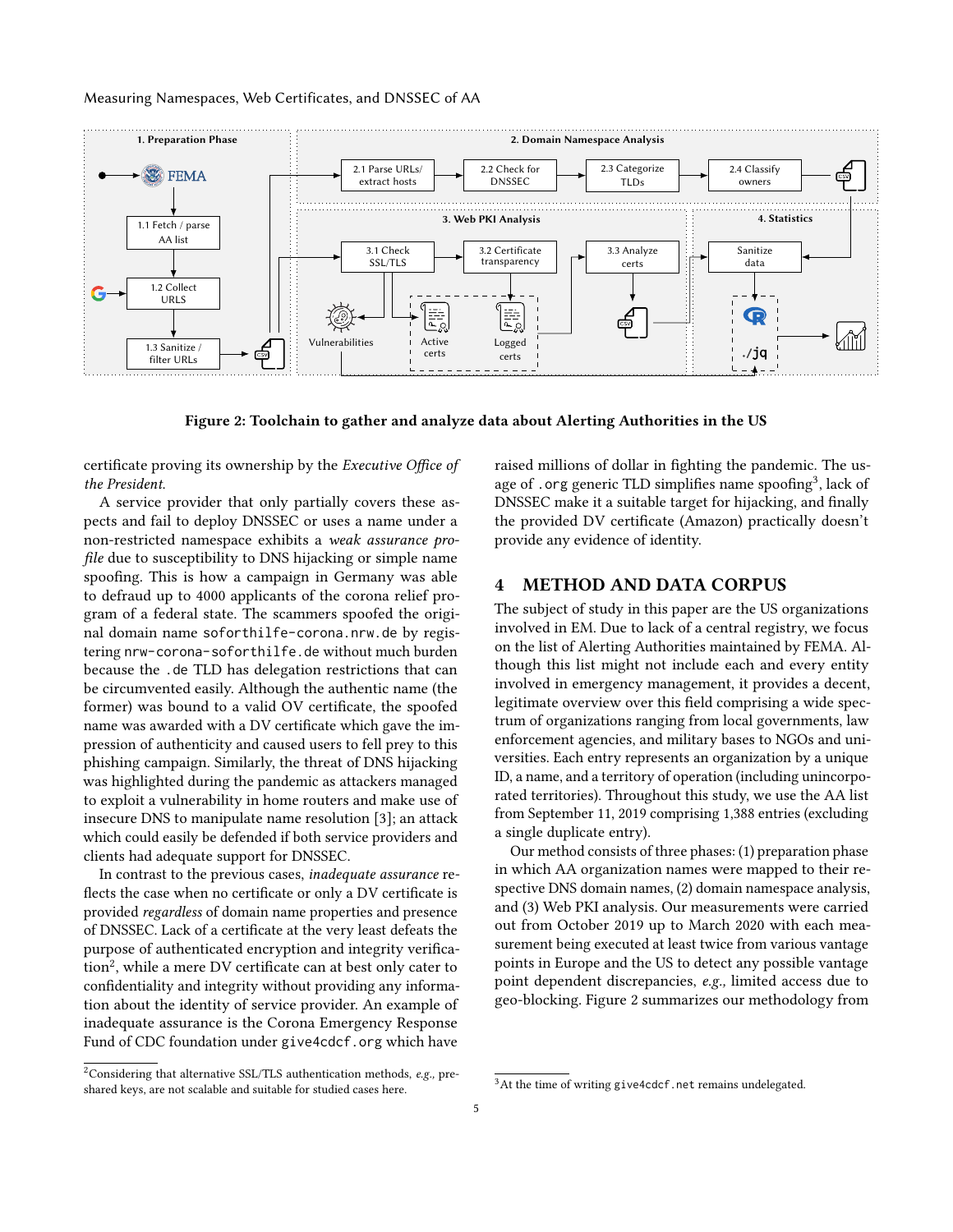Figure 2: Toolchain to gather and analyze data about Alerting Authorities in the US

certificate proving its ownership by the *Executive Office of the President*.

A service provider that only partially covers these aspects and fail to deploy DNSSEC or uses a name under a non-restricted namespace exhibits a *weak assurance profile* due to susceptibility to DNS hijacking or simple name spoofing. This is how a campaign in Germany was able to defraud up to 4000 applicants of the corona relief program of a federal state. The scammers spoofed the original domain name `soforthilfe-corona.nrw.de` by registering `nrw-corona-soforthilfe.de` without much burden because the `.de` TLD has delegation restrictions that can be circumvented easily. Although the authentic name (the former) was bound to a valid OV certificate, the spoofed name was awarded with a DV certificate which gave the impression of authenticity and caused users to fell prey to this phishing campaign. Similarly, the threat of DNS hijacking was highlighted during the pandemic as attackers managed to exploit a vulnerability in home routers and make use of insecure DNS to manipulate name resolution [3]; an attack which could easily be defended if both service providers and clients had adequate support for DNSSEC.

In contrast to the previous cases, *inadequate assurance* reflects the case when no certificate or only a DV certificate is provided *regardless* of domain name properties and presence of DNSSEC. Lack of a certificate at the very least defeats the purpose of authenticated encryption and integrity verification[2], while a mere DV certificate can at best only cater to confidentiality and integrity without providing any information about the identity of service provider. An example of inadequate assurance is the Corona Emergency Response Fund of CDC foundation under `give4cdcf.org` which have raised millions of dollar in fighting the pandemic. The usage of `.org` generic TLD simplifies name spoofing[3], lack of DNSSEC make it a suitable target for hijacking, and finally the provided DV certificate (Amazon) practically doesn't provide any evidence of identity.

## 4 METHOD AND DATA CORPUS

The subject of study in this paper are the US organizations involved in EM. Due to lack of a central registry, we focus on the list of Alerting Authorities maintained by FEMA. Although this list might not include each and every entity involved in emergency management, it provides a decent, legitimate overview over this field comprising a wide spectrum of organizations ranging from local governments, law enforcement agencies, and military bases to NGOs and universities. Each entry represents an organization by a unique ID, a name, and a territory of operation (including unincorporated territories). Throughout this study, we use the AA list from September 11, 2019 comprising 1,388 entries (excluding a single duplicate entry).

Our method consists of three phases: (1) preparation phase in which AA organization names were mapped to their respective DNS domain names, (2) domain namespace analysis, and (3) Web PKI analysis. Our measurements were carried out from October 2019 up to March 2020 with each measurement being executed at least twice from various vantage points in Europe and the US to detect any possible vantage point dependent discrepancies, *e.g.,* limited access due to geo-blocking. Figure 2 summarizes our methodology from

[2] Considering that alternative SSL/TLS authentication methods, *e.g.,* pre-shared keys, are not scalable and suitable for studied cases here.

[3] At the time of writing `give4cdcf.net` remains undelegated.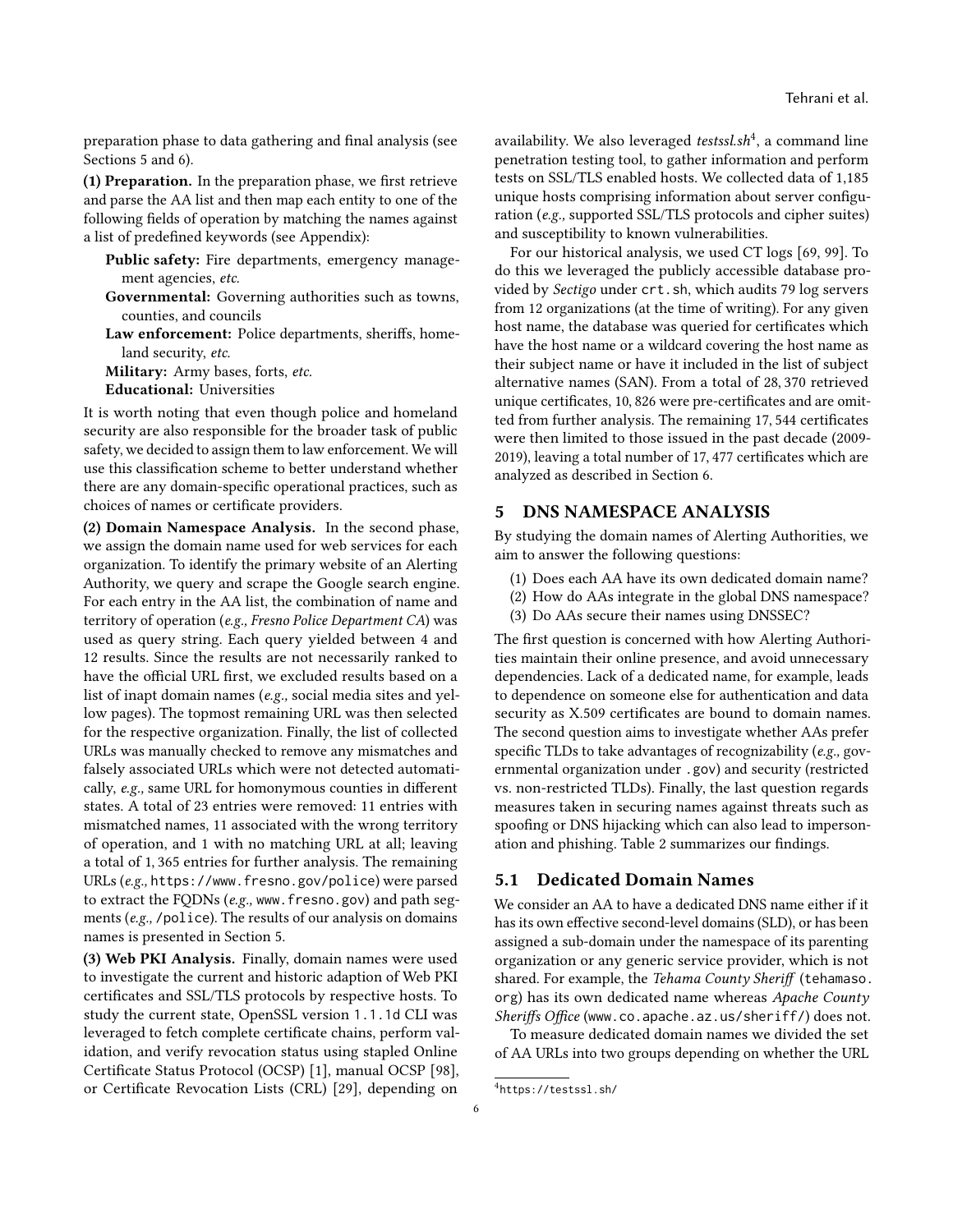preparation phase to data gathering and final analysis (see Sections 5 and 6).

**(1) Preparation.** In the preparation phase, we first retrieve and parse the AA list and then map each entity to one of the following fields of operation by matching the names against a list of predefined keywords (see Appendix):

- **Public safety:** Fire departments, emergency management agencies, *etc.*
- **Governmental:** Governing authorities such as towns, counties, and councils
- **Law enforcement:** Police departments, sheriffs, homeland security, *etc.*
- **Military:** Army bases, forts, *etc.*
- **Educational:** Universities

It is worth noting that even though police and homeland security are also responsible for the broader task of public safety, we decided to assign them to law enforcement. We will use this classification scheme to better understand whether there are any domain-specific operational practices, such as choices of names or certificate providers.

**(2) Domain Namespace Analysis.** In the second phase, we assign the domain name used for web services for each organization. To identify the primary website of an Alerting Authority, we query and scrape the Google search engine. For each entry in the AA list, the combination of name and territory of operation (*e.g., Fresno Police Department CA*) was used as query string. Each query yielded between 4 and 12 results. Since the results are not necessarily ranked to have the official URL first, we excluded results based on a list of inapt domain names (*e.g.,* social media sites and yellow pages). The topmost remaining URL was then selected for the respective organization. Finally, the list of collected URLs was manually checked to remove any mismatches and falsely associated URLs which were not detected automatically, *e.g.,* same URL for homonymous counties in different states. A total of 23 entries were removed: 11 entries with mismatched names, 11 associated with the wrong territory of operation, and 1 with no matching URL at all; leaving a total of 1,365 entries for further analysis. The remaining URLs (*e.g.,* `https://www.fresno.gov/police`) were parsed to extract the FQDNs (*e.g.,* `www.fresno.gov`) and path segments (*e.g.,* `/police`). The results of our analysis on domains names is presented in Section 5.

**(3) Web PKI Analysis.** Finally, domain names were used to investigate the current and historic adaption of Web PKI certificates and SSL/TLS protocols by respective hosts. To study the current state, OpenSSL version `1.1.1d` CLI was leveraged to fetch complete certificate chains, perform validation, and verify revocation status using stapled Online Certificate Status Protocol (OCSP) [1], manual OCSP [98], or Certificate Revocation Lists (CRL) [29], depending on availability. We also leveraged *testssl.sh*[4], a command line penetration testing tool, to gather information and perform tests on SSL/TLS enabled hosts. We collected data of 1,185 unique hosts comprising information about server configuration (*e.g.,* supported SSL/TLS protocols and cipher suites) and susceptibility to known vulnerabilities.

For our historical analysis, we used CT logs [69, 99]. To do this we leveraged the publicly accessible database provided by *Sectigo* under `crt.sh`, which audits 79 log servers from 12 organizations (at the time of writing). For any given host name, the database was queried for certificates which have the host name or a wildcard covering the host name as their subject name or have it included in the list of subject alternative names (SAN). From a total of 28,370 retrieved unique certificates, 10,826 were pre-certificates and are omitted from further analysis. The remaining 17,544 certificates were then limited to those issued in the past decade (2009-2019), leaving a total number of 17,477 certificates which are analyzed as described in Section 6.

## 5 DNS NAMESPACE ANALYSIS

By studying the domain names of Alerting Authorities, we aim to answer the following questions:

1. Does each AA have its own dedicated domain name?
2. How do AAs integrate in the global DNS namespace?
3. Do AAs secure their names using DNSSEC?

The first question is concerned with how Alerting Authorities maintain their online presence, and avoid unnecessary dependencies. Lack of a dedicated name, for example, leads to dependence on someone else for authentication and data security as X.509 certificates are bound to domain names. The second question aims to investigate whether AAs prefer specific TLDs to take advantages of recognizability (*e.g.,* governmental organization under `.gov`) and security (restricted vs. non-restricted TLDs). Finally, the last question regards measures taken in securing names against threats such as spoofing or DNS hijacking which can also lead to impersonation and phishing. Table 2 summarizes our findings.

### 5.1 Dedicated Domain Names

We consider an AA to have a dedicated DNS name either if it has its own effective second-level domains (SLD), or has been assigned a sub-domain under the namespace of its parenting organization or any generic service provider, which is not shared. For example, the *Tehama County Sheriff* (`tehamaso.org`) has its own dedicated name whereas *Apache County Sheriffs Office* (`www.co.apache.az.us/sheriff/`) does not.

To measure dedicated domain names we divided the set of AA URLs into two groups depending on whether the URL

[4] `https://testssl.sh/`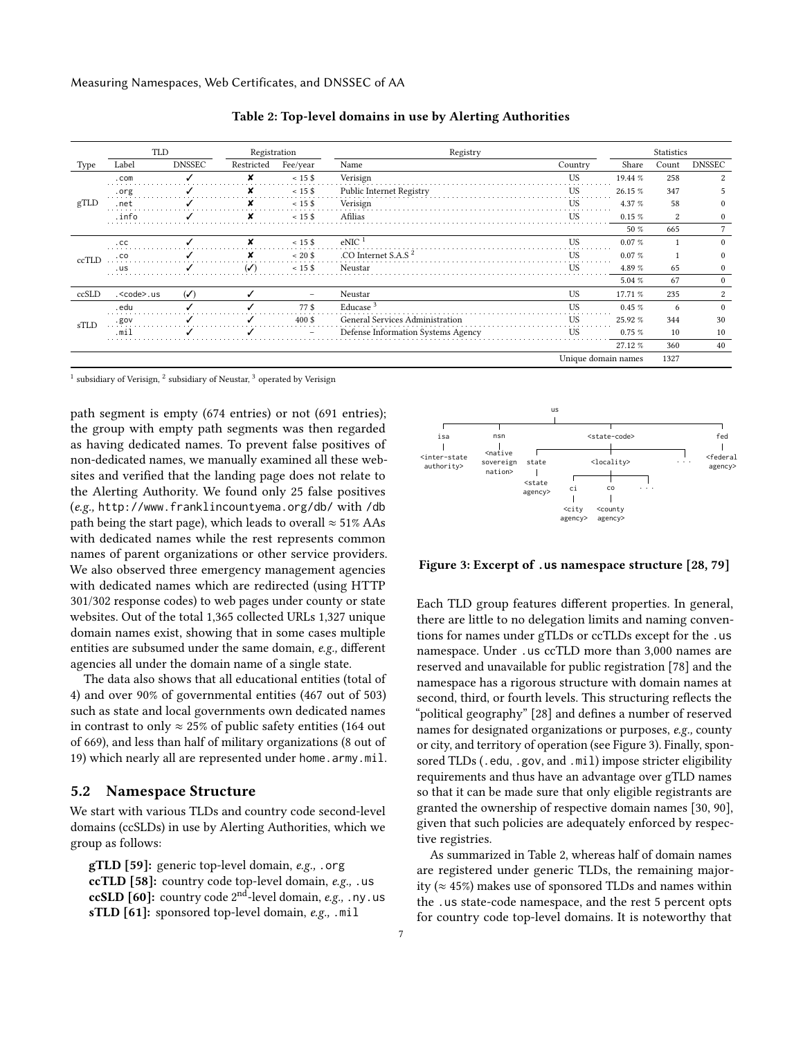**Table 2: Top-level domains in use by Alerting Authorities**

| TLD | | | Registration | | Registry | | Statistics | | |
|---|---|---|---|---|---|---|---|---|---|
| Type | Label | DNSSEC | Restricted | Fee/year | Name | Country | Share | Count | DNSSEC |
| gTLD | .com | ✓ | ✘ | < 15 $ | Verisign | US | 19.44 % | 258 | 2 |
| | .org | ✓ | ✘ | < 15 $ | Public Internet Registry | US | 26.15 % | 347 | 5 |
| | .net | ✓ | ✘ | < 15 $ | Verisign | US | 4.37 % | 58 | 0 |
| | .info | ✓ | ✘ | < 15 $ | Afilias | US | 0.15 % | 2 | 0 |
| | | | | | | | 50 % | 665 | 7 |
| ccTLD | .cc | ✓ | ✘ | < 15 $ | eNIC [1] | US | 0.07 % | 1 | 0 |
| | .co | ✓ | ✘ | < 20 $ | .CO Internet S.A.S [2] | US | 0.07 % | 1 | 0 |
| | .us | ✓ | (✓) | < 15 $ | Neustar | US | 4.89 % | 65 | 0 |
| | | | | | | | 5.04 % | 67 | 0 |
| ccSLD | .<code>.us | (✓) | ✓ | – | Neustar | US | 17.71 % | 235 | 2 |
| sTLD | .edu | ✓ | ✓ | 77 $ | Educase [3] | US | 0.45 % | 6 | 0 |
| | .gov | ✓ | ✓ | 400 $ | General Services Administration | US | 25.92 % | 344 | 30 |
| | .mil | ✓ | ✓ | – | Defense Information Systems Agency | US | 0.75 % | 10 | 10 |
| | | | | | | | 27.12 % | 360 | 40 |
| | | | | | | Unique domain names | | 1327 | |

[1] subsidiary of Verisign, [2] subsidiary of Neustar, [3] operated by Verisign

path segment is empty (674 entries) or not (691 entries); the group with empty path segments was then regarded as having dedicated names. To prevent false positives of non-dedicated names, we manually examined all these websites and verified that the landing page does not relate to the Alerting Authority. We found only 25 false positives (*e.g.,* http://www.franklincountyema.org/db/ with /db path being the start page), which leads to overall ≈ 51% AAs with dedicated names while the rest represents common names of parent organizations or other service providers. We also observed three emergency management agencies with dedicated names which are redirected (using HTTP 301/302 response codes) to web pages under county or state websites. Out of the total 1,365 collected URLs 1,327 unique domain names exist, showing that in some cases multiple entities are subsumed under the same domain, *e.g.,* different agencies all under the domain name of a single state.

The data also shows that all educational entities (total of 4) and over 90% of governmental entities (467 out of 503) such as state and local governments own dedicated names in contrast to only ≈ 25% of public safety entities (164 out of 669), and less than half of military organizations (8 out of 19) which nearly all are represented under home.army.mil.

## 5.2 Namespace Structure

We start with various TLDs and country code second-level domains (ccSLDs) in use by Alerting Authorities, which we group as follows:

**gTLD [59]:** generic top-level domain, *e.g.,* .org
**ccTLD [58]:** country code top-level domain, *e.g.,* .us
**ccSLD [60]:** country code 2[nd]-level domain, *e.g.,* .ny.us
**sTLD [61]:** sponsored top-level domain, *e.g.,* .mil

```
us
├── isa
│   └── <inter-state authority>
├── nsn
│   └── <native sovereign nation>
├── <state-code>
│   ├── state
│   │   └── <state agency>
│   ├── <locality>
│   │   ├── ci
│   │   │   └── <city agency>
│   │   ├── co
│   │   │   └── <county agency>
│   │   └── ...
│   └── ...
└── fed
    └── <federal agency>
```

**Figure 3: Excerpt of .us namespace structure [28, 79]**

Each TLD group features different properties. In general, there are little to no delegation limits and naming conventions for names under gTLDs or ccTLDs except for the .us namespace. Under .us ccTLD more than 3,000 names are reserved and unavailable for public registration [78] and the namespace has a rigorous structure with domain names at second, third, or fourth levels. This structuring reflects the "political geography" [28] and defines a number of reserved names for designated organizations or purposes, *e.g.,* county or city, and territory of operation (see Figure 3). Finally, sponsored TLDs (.edu, .gov, and .mil) impose stricter eligibility requirements and thus have an advantage over gTLD names so that it can be made sure that only eligible registrants are granted the ownership of respective domain names [30, 90], given that such policies are adequately enforced by respective registries.

As summarized in Table 2, whereas half of domain names are registered under generic TLDs, the remaining majority (≈ 45%) makes use of sponsored TLDs and names within the .us state-code namespace, and the rest 5 percent opts for country code top-level domains. It is noteworthy that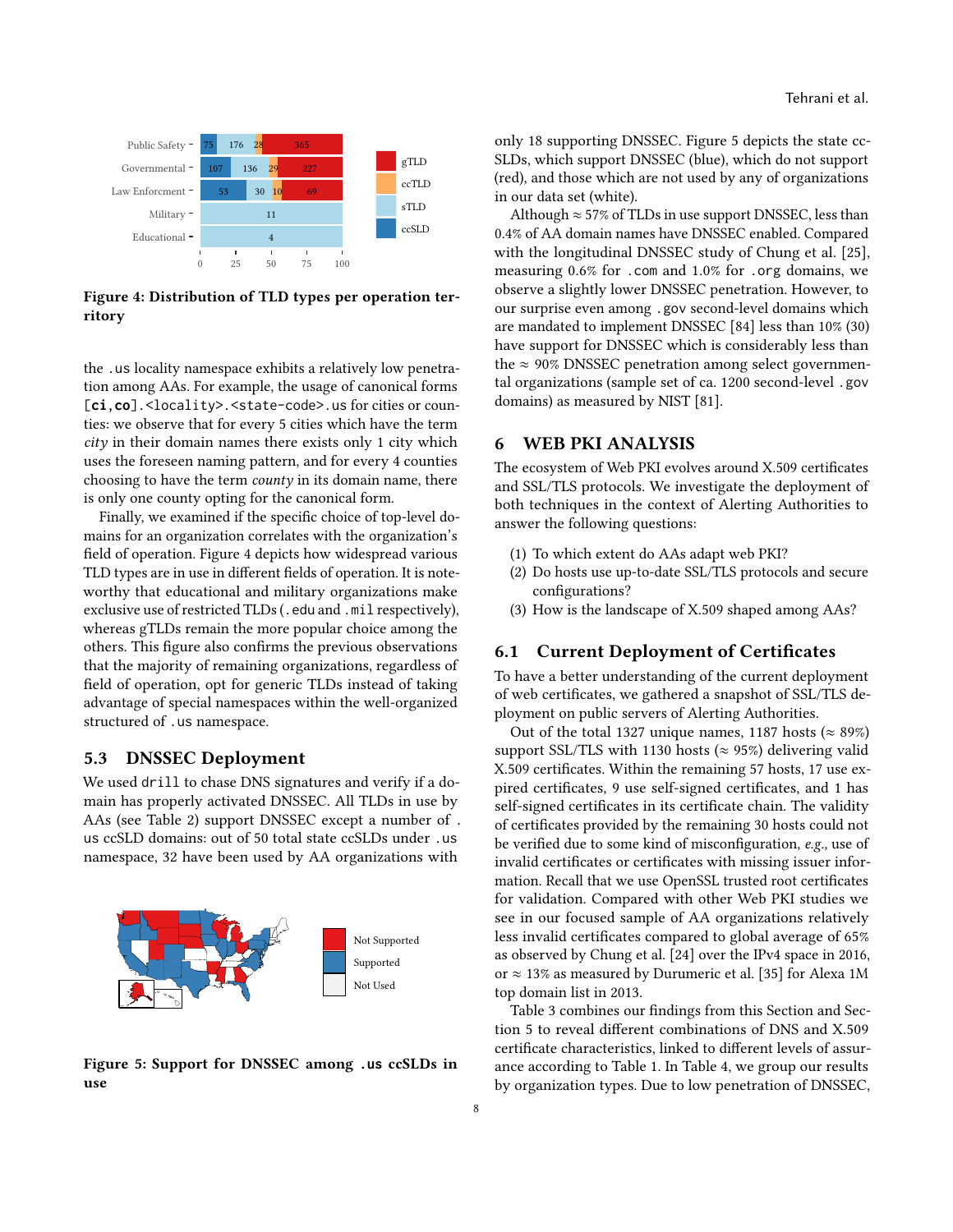Figure 4: Distribution of TLD types per operation territory

the .us locality namespace exhibits a relatively low penetration among AAs. For example, the usage of canonical forms `[ci,co].<locality>.<state-code>.us` for cities or counties: we observe that for every 5 cities which have the term *city* in their domain names there exists only 1 city which uses the foreseen naming pattern, and for every 4 counties choosing to have the term *county* in its domain name, there is only one county opting for the canonical form.

Finally, we examined if the specific choice of top-level domains for an organization correlates with the organization's field of operation. Figure 4 depicts how widespread various TLD types are in use in different fields of operation. It is noteworthy that educational and military organizations make exclusive use of restricted TLDs (.edu and .mil respectively), whereas gTLDs remain the more popular choice among the others. This figure also confirms the previous observations that the majority of remaining organizations, regardless of field of operation, opt for generic TLDs instead of taking advantage of special namespaces within the well-organized structured of .us namespace.

## 5.3 DNSSEC Deployment

We used drill to chase DNS signatures and verify if a domain has properly activated DNSSEC. All TLDs in use by AAs (see Table 2) support DNSSEC except a number of .us ccSLD domains: out of 50 total state ccSLDs under .us namespace, 32 have been used by AA organizations with only 18 supporting DNSSEC. Figure 5 depicts the state ccSLDs, which support DNSSEC (blue), which do not support (red), and those which are not used by any of organizations in our data set (white).

Figure 5: Support for DNSSEC among .us ccSLDs in use

Although ≈ 57% of TLDs in use support DNSSEC, less than 0.4% of AA domain names have DNSSEC enabled. Compared with the longitudinal DNSSEC study of Chung et al. [25], measuring 0.6% for .com and 1.0% for .org domains, we observe a slightly lower DNSSEC penetration. However, to our surprise even among .gov second-level domains which are mandated to implement DNSSEC [84] less than 10% (30) have support for DNSSEC which is considerably less than the ≈ 90% DNSSEC penetration among select governmental organizations (sample set of ca. 1200 second-level .gov domains) as measured by NIST [81].

# 6 WEB PKI ANALYSIS

The ecosystem of Web PKI evolves around X.509 certificates and SSL/TLS protocols. We investigate the deployment of both techniques in the context of Alerting Authorities to answer the following questions:

1. To which extent do AAs adapt web PKI?
2. Do hosts use up-to-date SSL/TLS protocols and secure configurations?
3. How is the landscape of X.509 shaped among AAs?

## 6.1 Current Deployment of Certificates

To have a better understanding of the current deployment of web certificates, we gathered a snapshot of SSL/TLS deployment on public servers of Alerting Authorities.

Out of the total 1327 unique names, 1187 hosts (≈ 89%) support SSL/TLS with 1130 hosts (≈ 95%) delivering valid X.509 certificates. Within the remaining 57 hosts, 17 use expired certificates, 9 use self-signed certificates, and 1 has self-signed certificates in its certificate chain. The validity of certificates provided by the remaining 30 hosts could not be verified due to some kind of misconfiguration, *e.g.,* use of invalid certificates or certificates with missing issuer information. Recall that we use OpenSSL trusted root certificates for validation. Compared with other Web PKI studies we see in our focused sample of AA organizations relatively less invalid certificates compared to global average of 65% as observed by Chung et al. [24] over the IPv4 space in 2016, or ≈ 13% as measured by Durumeric et al. [35] for Alexa 1M top domain list in 2013.

Table 3 combines our findings from this Section and Section 5 to reveal different combinations of DNS and X.509 certificate characteristics, linked to different levels of assurance according to Table 1. In Table 4, we group our results by organization types. Due to low penetration of DNSSEC,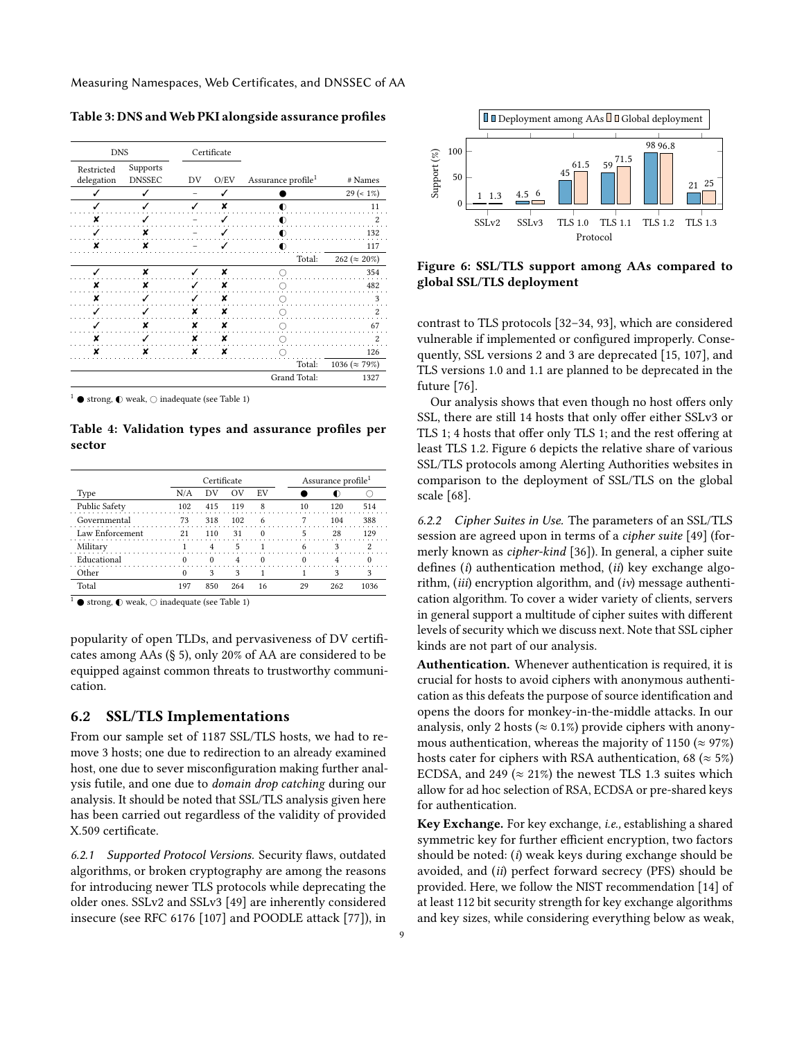**Table 3: DNS and Web PKI alongside assurance profiles**

| DNS | | Certificate | | | |
|---|---|---|---|---|---|
| Restricted delegation | Supports DNSSEC | DV | O/EV | Assurance profile[1] | # Names |
| ✓ | ✓ | – | ✓ | ● | 29 (< 1%) |
| ✓ | ✓ | ✓ | ✘ | ◐ | 11 |
| ✘ | ✓ | – | ✓ | ◐ | 2 |
| ✓ | ✘ | – | ✓ | ◐ | 132 |
| ✘ | ✘ | – | ✓ | ◐ | 117 |
| | | | | Total: | 262 (≈ 20%) |
| ✓ | ✘ | ✓ | ✘ | ○ | 354 |
| ✘ | ✘ | ✓ | ✘ | ○ | 482 |
| ✘ | ✓ | ✓ | ✘ | ○ | 3 |
| ✓ | ✓ | ✘ | ✘ | ○ | 2 |
| ✓ | ✘ | ✘ | ✘ | ○ | 67 |
| ✘ | ✓ | ✘ | ✘ | ○ | 2 |
| ✘ | ✘ | ✘ | ✘ | ○ | 126 |
| | | | | Total: | 1036 (≈ 79%) |
| | | | | Grand Total: | 1327 |

[1] ● strong, ◐ weak, ○ inadequate (see Table 1)

**Table 4: Validation types and assurance profiles per sector**

| | Certificate | | | | Assurance profile[1] | | |
|---|---|---|---|---|---|---|---|
| Type | N/A | DV | OV | EV | ● | ◐ | ○ |
| Public Safety | 102 | 415 | 119 | 8 | 10 | 120 | 514 |
| Governmental | 73 | 318 | 102 | 6 | 7 | 104 | 388 |
| Law Enforcement | 21 | 110 | 31 | 0 | 5 | 28 | 129 |
| Military | 1 | 4 | 5 | 1 | 6 | 3 | 2 |
| Educational | 0 | 0 | 4 | 0 | 0 | 4 | 0 |
| Other | 0 | 3 | 3 | 1 | 1 | 3 | 3 |
| Total | 197 | 850 | 264 | 16 | 29 | 262 | 1036 |

[1] ● strong, ◐ weak, ○ inadequate (see Table 1)

popularity of open TLDs, and pervasiveness of DV certificates among AAs (§ 5), only 20% of AA are considered to be equipped against common threats to trustworthy communication.

## 6.2 SSL/TLS Implementations

From our sample set of 1187 SSL/TLS hosts, we had to remove 3 hosts; one due to redirection to an already examined host, one due to sever misconfiguration making further analysis futile, and one due to *domain drop catching* during our analysis. It should be noted that SSL/TLS analysis given here has been carried out regardless of the validity of provided X.509 certificate.

*6.2.1 Supported Protocol Versions.* Security flaws, outdated algorithms, or broken cryptography are among the reasons for introducing newer TLS protocols while deprecating the older ones. SSLv2 and SSLv3 [49] are inherently considered insecure (see RFC 6176 [107] and POODLE attack [77]), in contrast to TLS protocols [32–34, 93], which are considered vulnerable if implemented or configured improperly. Consequently, SSL versions 2 and 3 are deprecated [15, 107], and TLS versions 1.0 and 1.1 are planned to be deprecated in the future [76].

Our analysis shows that even though no host offers only SSL, there are still 14 hosts that only offer either SSLv3 or TLS 1; 4 hosts that offer only TLS 1; and the rest offering at least TLS 1.2. Figure 6 depicts the relative share of various SSL/TLS protocols among Alerting Authorities websites in comparison to the deployment of SSL/TLS on the global scale [68].

| Protocol | Deployment among AAs (%) | Global deployment (%) |
|---|---|---|
| SSLv2 | 1 | 1.3 |
| SSLv3 | 4.5 | 6 |
| TLS 1.0 | 45 | 61.5 |
| TLS 1.1 | 59 | 71.5 |
| TLS 1.2 | 98 | 96.8 |
| TLS 1.3 | 21 | 25 |

**Figure 6: SSL/TLS support among AAs compared to global SSL/TLS deployment**

*6.2.2 Cipher Suites in Use.* The parameters of an SSL/TLS session are agreed upon in terms of a *cipher suite* [49] (formerly known as *cipher-kind* [36]). In general, a cipher suite defines (*i*) authentication method, (*ii*) key exchange algorithm, (*iii*) encryption algorithm, and (*iv*) message authentication algorithm. To cover a wider variety of clients, servers in general support a multitude of cipher suites with different levels of security which we discuss next. Note that SSL cipher kinds are not part of our analysis.

**Authentication.** Whenever authentication is required, it is crucial for hosts to avoid ciphers with anonymous authentication as this defeats the purpose of source identification and opens the doors for monkey-in-the-middle attacks. In our analysis, only 2 hosts (≈ 0.1%) provide ciphers with anonymous authentication, whereas the majority of 1150 (≈ 97%) hosts cater for ciphers with RSA authentication, 68 (≈ 5%) ECDSA, and 249 (≈ 21%) the newest TLS 1.3 suites which allow for ad hoc selection of RSA, ECDSA or pre-shared keys for authentication.

**Key Exchange.** For key exchange, *i.e.,* establishing a shared symmetric key for further efficient encryption, two factors should be noted: (*i*) weak keys during exchange should be avoided, and (*ii*) perfect forward secrecy (PFS) should be provided. Here, we follow the NIST recommendation [14] of at least 112 bit security strength for key exchange algorithms and key sizes, while considering everything below as weak,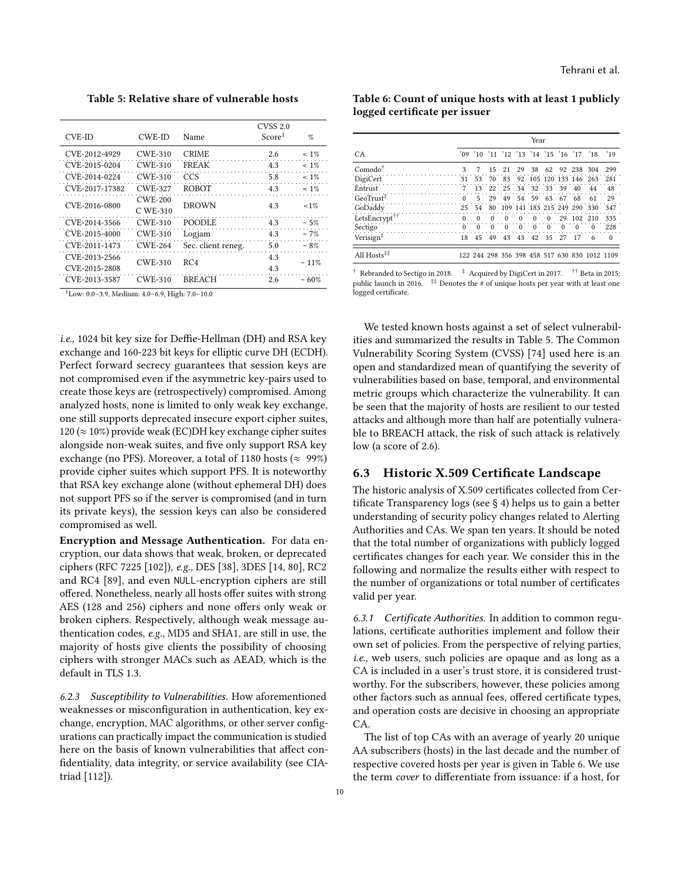**Table 5: Relative share of vulnerable hosts**

| CVE-ID | CWE-ID | Name | CVSS 2.0 Score[1] | % |
|---|---|---|---|---|
| CVE-2012-4929 | CWE-310 | CRIME | 2.6 | < 1% |
| CVE-2015-0204 | CWE-310 | FREAK | 4.3 | < 1% |
| CVE-2014-0224 | CWE-310 | CCS | 5.8 | < 1% |
| CVE-2017-17382 | CWE-327 | ROBOT | 4.3 | < 1% |
| CVE-2016-0800 | CWE-200 C WE-310 | DROWN | 4.3 | <1% |
| CVE-2014-3566 | CWE-310 | POODLE | 4.3 | ~ 5% |
| CVE-2015-4000 | CWE-310 | Logjam | 4.3 | ~ 7% |
| CVE-2011-1473 | CWE-264 | Sec. client reneg. | 5.0 | ~ 8% |
| CVE-2013-2566 CVE-2015-2808 | CWE-310 | RC4 | 4.3 4.3 | ~ 11% |
| CVE-2013-3587 | CWE-310 | BREACH | 2.6 | ~ 60% |

[1]Low: 0.0–3.9, Medium: 4.0–6.9, High: 7.0–10.0

**Table 6: Count of unique hosts with at least 1 publicly logged certificate per issuer**

| CA | Year | | | | | | | | | | |
|---|---|---|---|---|---|---|---|---|---|---|---|
| | '09 | '10 | '11 | '12 | '13 | '14 | '15 | '16 | '17 | '18 | '19 |
| Comodo[†] | 3 | 7 | 15 | 21 | 29 | 38 | 62 | 92 | 238 | 304 | 299 |
| DigiCert | 31 | 53 | 70 | 83 | 92 | 105 | 120 | 133 | 146 | 263 | 281 |
| Entrust | 7 | 13 | 22 | 25 | 34 | 32 | 33 | 39 | 40 | 44 | 48 |
| GeoTrust[‡] | 0 | 5 | 29 | 49 | 54 | 59 | 63 | 67 | 68 | 61 | 29 |
| GoDaddy | 25 | 54 | 80 | 109 | 141 | 183 | 215 | 249 | 290 | 330 | 347 |
| LetsEncrypt[††] | 0 | 0 | 0 | 0 | 0 | 0 | 0 | 29 | 102 | 210 | 335 |
| Sectigo | 0 | 0 | 0 | 0 | 0 | 0 | 0 | 0 | 0 | 0 | 228 |
| Verisign[‡] | 18 | 45 | 49 | 43 | 43 | 42 | 35 | 27 | 17 | 6 | 0 |
| All Hosts[‡‡] | 122 | 244 | 298 | 356 | 398 | 458 | 517 | 630 | 830 | 1012 | 1109 |

[†] Rebranded to Sectigo in 2018. [‡] Acquired by DigiCert in 2017. [††] Beta in 2015; public launch in 2016. [‡‡] Denotes the # of unique hosts per year with at least one logged certificate.

*i.e.,* 1024 bit key size for Deffie-Hellman (DH) and RSA key exchange and 160-223 bit keys for elliptic curve DH (ECDH). Perfect forward secrecy guarantees that session keys are not compromised even if the asymmetric key-pairs used to create those keys are (retrospectively) compromised. Among analyzed hosts, none is limited to only weak key exchange, one still supports deprecated insecure export cipher suites, 120 ($\approx$ 10%) provide weak (EC)DH key exchange cipher suites alongside non-weak suites, and five only support RSA key exchange (no PFS). Moreover, a total of 1180 hosts ($\approx$ 99%) provide cipher suites which support PFS. It is noteworthy that RSA key exchange alone (without ephemeral DH) does not support PFS so if the server is compromised (and in turn its private keys), the session keys can also be considered compromised as well.

**Encryption and Message Authentication.** For data encryption, our data shows that weak, broken, or deprecated ciphers (RFC 7225 [102]), *e.g.,* DES [38], 3DES [14, 80], RC2 and RC4 [89], and even NULL-encryption ciphers are still offered. Nonetheless, nearly all hosts offer suites with strong AES (128 and 256) ciphers and none offers only weak or broken ciphers. Respectively, although weak message authentication codes, *e.g.,* MD5 and SHA1, are still in use, the majority of hosts give clients the possibility of choosing ciphers with stronger MACs such as AEAD, which is the default in TLS 1.3.

*6.2.3 Susceptibility to Vulnerabilities.* How aforementioned weaknesses or misconfiguration in authentication, key exchange, encryption, MAC algorithms, or other server configurations can practically impact the communication is studied here on the basis of known vulnerabilities that affect confidentiality, data integrity, or service availability (see CIA-triad [112]).

We tested known hosts against a set of select vulnerabilities and summarized the results in Table 5. The Common Vulnerability Scoring System (CVSS) [74] used here is an open and standardized mean of quantifying the severity of vulnerabilities based on base, temporal, and environmental metric groups which characterize the vulnerability. It can be seen that the majority of hosts are resilient to our tested attacks and although more than half are potentially vulnerable to BREACH attack, the risk of such attack is relatively low (a score of 2.6).

## 6.3 Historic X.509 Certificate Landscape

The historic analysis of X.509 certificates collected from Certificate Transparency logs (see § 4) helps us to gain a better understanding of security policy changes related to Alerting Authorities and CAs. We span ten years. It should be noted that the total number of organizations with publicly logged certificates changes for each year. We consider this in the following and normalize the results either with respect to the number of organizations or total number of certificates valid per year.

*6.3.1 Certificate Authorities.* In addition to common regulations, certificate authorities implement and follow their own set of policies. From the perspective of relying parties, *i.e.,* web users, such policies are opaque and as long as a CA is included in a user's trust store, it is considered trustworthy. For the subscribers, however, these policies among other factors such as annual fees, offered certificate types, and operation costs are decisive in choosing an appropriate CA.

The list of top CAs with an average of yearly 20 unique AA subscribers (hosts) in the last decade and the number of respective covered hosts per year is given in Table 6. We use the term *cover* to differentiate from issuance: if a host, for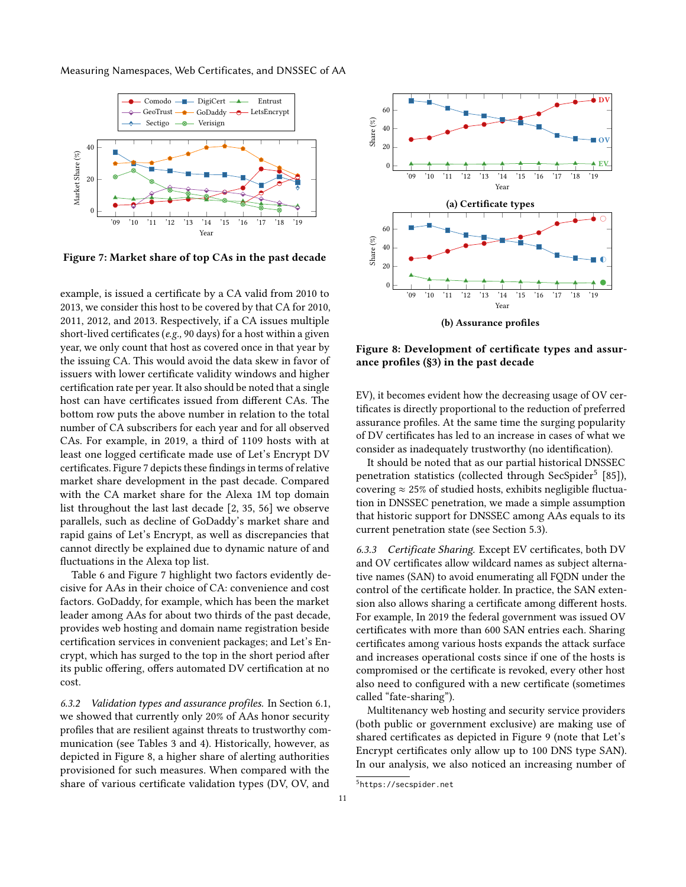Figure 7: Market share of top CAs in the past decade

example, is issued a certificate by a CA valid from 2010 to 2013, we consider this host to be covered by that CA for 2010, 2011, 2012, and 2013. Respectively, if a CA issues multiple short-lived certificates (*e.g.,* 90 days) for a host within a given year, we only count that host as covered once in that year by the issuing CA. This would avoid the data skew in favor of issuers with lower certificate validity windows and higher certification rate per year. It also should be noted that a single host can have certificates issued from different CAs. The bottom row puts the above number in relation to the total number of CA subscribers for each year and for all observed CAs. For example, in 2019, a third of 1109 hosts with at least one logged certificate made use of Let's Encrypt DV certificates. Figure 7 depicts these findings in terms of relative market share development in the past decade. Compared with the CA market share for the Alexa 1M top domain list throughout the last last decade [2, 35, 56] we observe parallels, such as decline of GoDaddy's market share and rapid gains of Let's Encrypt, as well as discrepancies that cannot directly be explained due to dynamic nature of and fluctuations in the Alexa top list.

Table 6 and Figure 7 highlight two factors evidently decisive for AAs in their choice of CA: convenience and cost factors. GoDaddy, for example, which has been the market leader among AAs for about two thirds of the past decade, provides web hosting and domain name registration beside certification services in convenient packages; and Let's Encrypt, which has surged to the top in the short period after its public offering, offers automated DV certification at no cost.

*6.3.2 Validation types and assurance profiles.* In Section 6.1, we showed that currently only 20% of AAs honor security profiles that are resilient against threats to trustworthy communication (see Tables 3 and 4). Historically, however, as depicted in Figure 8, a higher share of alerting authorities provisioned for such measures. When compared with the share of various certificate validation types (DV, OV, and EV), it becomes evident how the decreasing usage of OV certificates is directly proportional to the reduction of preferred assurance profiles. At the same time the surging popularity of DV certificates has led to an increase in cases of what we consider as inadequately trustworthy (no identification).

(a) Certificate types

(b) Assurance profiles

Figure 8: Development of certificate types and assurance profiles (§3) in the past decade

It should be noted that as our partial historical DNSSEC penetration statistics (collected through SecSpider[5] [85]), covering ≈ 25% of studied hosts, exhibits negligible fluctuation in DNSSEC penetration, we made a simple assumption that historic support for DNSSEC among AAs equals to its current penetration state (see Section 5.3).

*6.3.3 Certificate Sharing.* Except EV certificates, both DV and OV certificates allow wildcard names as subject alternative names (SAN) to avoid enumerating all FQDN under the control of the certificate holder. In practice, the SAN extension also allows sharing a certificate among different hosts. For example, In 2019 the federal government was issued OV certificates with more than 600 SAN entries each. Sharing certificates among various hosts expands the attack surface and increases operational costs since if one of the hosts is compromised or the certificate is revoked, every other host also need to configured with a new certificate (sometimes called "fate-sharing").

Multitenancy web hosting and security service providers (both public or government exclusive) are making use of shared certificates as depicted in Figure 9 (note that Let's Encrypt certificates only allow up to 100 DNS type SAN). In our analysis, we also noticed an increasing number of

[5] https://secspider.net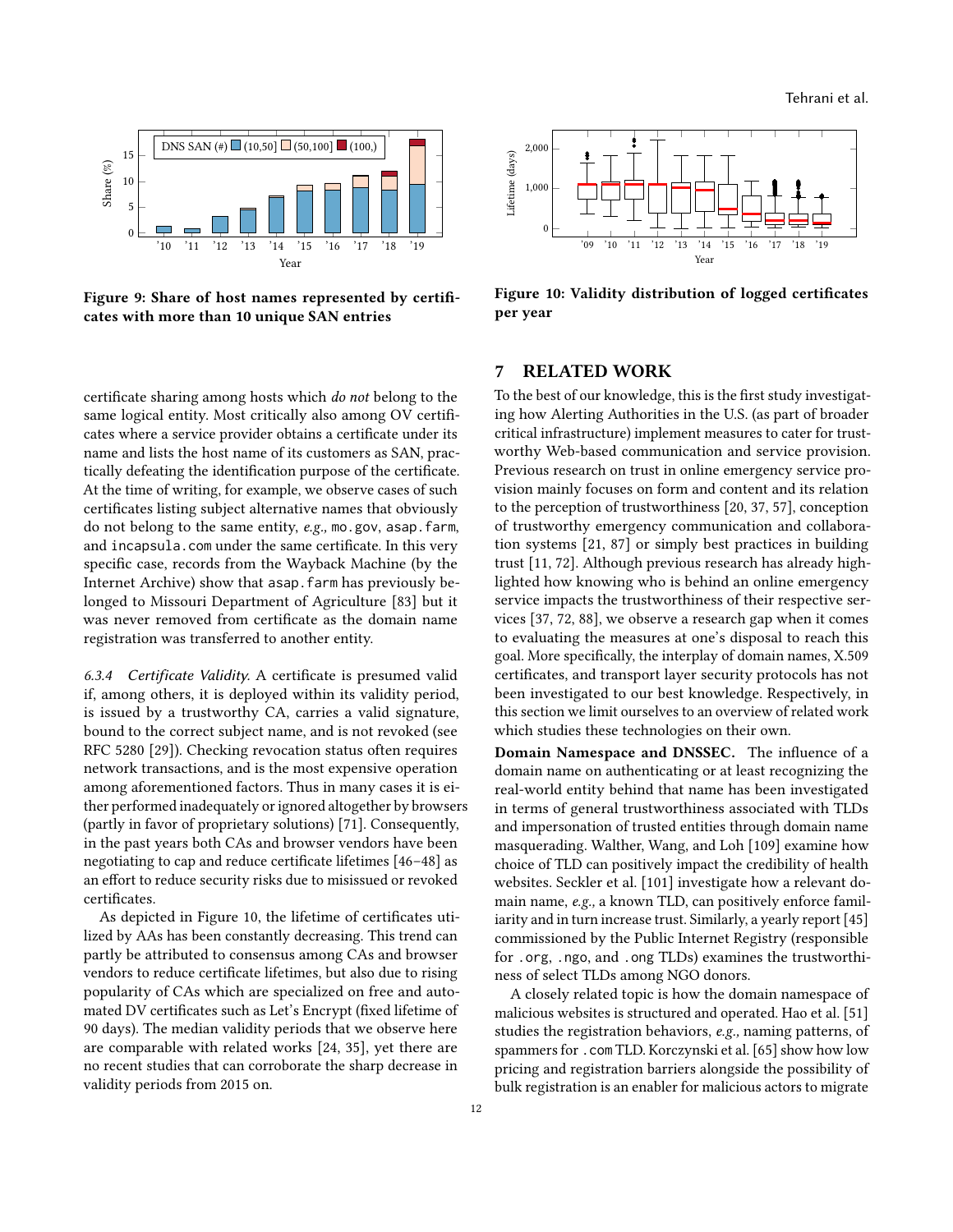Figure 9: Share of host names represented by certificates with more than 10 unique SAN entries

Figure 10: Validity distribution of logged certificates per year

certificate sharing among hosts which *do not* belong to the same logical entity. Most critically also among OV certificates where a service provider obtains a certificate under its name and lists the host name of its customers as SAN, practically defeating the identification purpose of the certificate. At the time of writing, for example, we observe cases of such certificates listing subject alternative names that obviously do not belong to the same entity, *e.g.,* `mo.gov`, `asap.farm`, and `incapsula.com` under the same certificate. In this very specific case, records from the Wayback Machine (by the Internet Archive) show that `asap.farm` has previously belonged to Missouri Department of Agriculture [83] but it was never removed from certificate as the domain name registration was transferred to another entity.

*6.3.4 Certificate Validity.* A certificate is presumed valid if, among others, it is deployed within its validity period, is issued by a trustworthy CA, carries a valid signature, bound to the correct subject name, and is not revoked (see RFC 5280 [29]). Checking revocation status often requires network transactions, and is the most expensive operation among aforementioned factors. Thus in many cases it is either performed inadequately or ignored altogether by browsers (partly in favor of proprietary solutions) [71]. Consequently, in the past years both CAs and browser vendors have been negotiating to cap and reduce certificate lifetimes [46–48] as an effort to reduce security risks due to misissued or revoked certificates.

As depicted in Figure 10, the lifetime of certificates utilized by AAs has been constantly decreasing. This trend can partly be attributed to consensus among CAs and browser vendors to reduce certificate lifetimes, but also due to rising popularity of CAs which are specialized on free and automated DV certificates such as Let's Encrypt (fixed lifetime of 90 days). The median validity periods that we observe here are comparable with related works [24, 35], yet there are no recent studies that can corroborate the sharp decrease in validity periods from 2015 on.

## 7 RELATED WORK

To the best of our knowledge, this is the first study investigating how Alerting Authorities in the U.S. (as part of broader critical infrastructure) implement measures to cater for trustworthy Web-based communication and service provision. Previous research on trust in online emergency service provision mainly focuses on form and content and its relation to the perception of trustworthiness [20, 37, 57], conception of trustworthy emergency communication and collaboration systems [21, 87] or simply best practices in building trust [11, 72]. Although previous research has already highlighted how knowing who is behind an online emergency service impacts the trustworthiness of their respective services [37, 72, 88], we observe a research gap when it comes to evaluating the measures at one's disposal to reach this goal. More specifically, the interplay of domain names, X.509 certificates, and transport layer security protocols has not been investigated to our best knowledge. Respectively, in this section we limit ourselves to an overview of related work which studies these technologies on their own.

**Domain Namespace and DNSSEC.** The influence of a domain name on authenticating or at least recognizing the real-world entity behind that name has been investigated in terms of general trustworthiness associated with TLDs and impersonation of trusted entities through domain name masquerading. Walther, Wang, and Loh [109] examine how choice of TLD can positively impact the credibility of health websites. Seckler et al. [101] investigate how a relevant domain name, *e.g.,* a known TLD, can positively enforce familiarity and in turn increase trust. Similarly, a yearly report [45] commissioned by the Public Internet Registry (responsible for `.org`, `.ngo`, and `.ong` TLDs) examines the trustworthiness of select TLDs among NGO donors.

A closely related topic is how the domain namespace of malicious websites is structured and operated. Hao et al. [51] studies the registration behaviors, *e.g.,* naming patterns, of spammers for `.com` TLD. Korczynski et al. [65] show how low pricing and registration barriers alongside the possibility of bulk registration is an enabler for malicious actors to migrate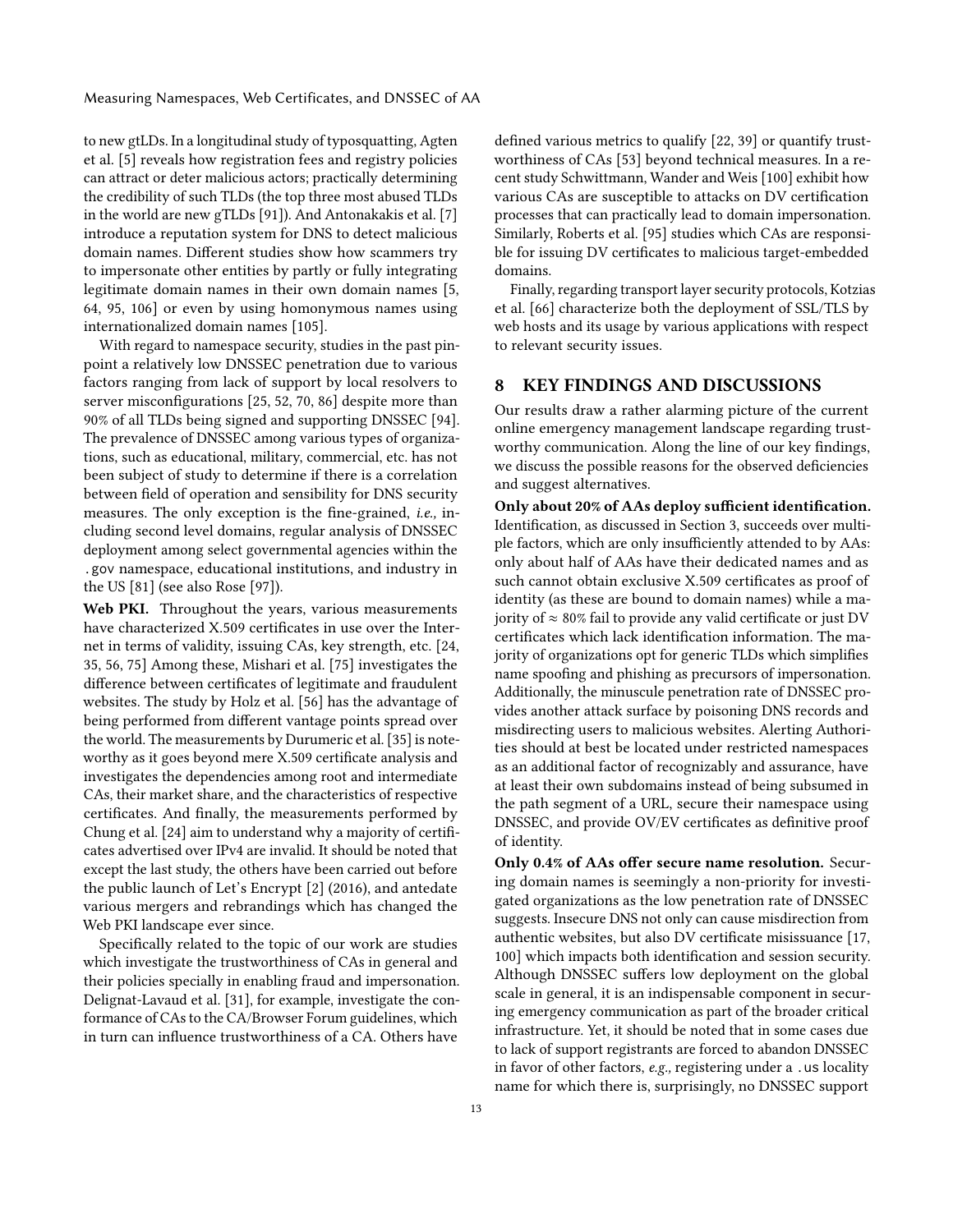to new gTLDs. In a longitudinal study of typosquatting, Agten et al. [5] reveals how registration fees and registry policies can attract or deter malicious actors; practically determining the credibility of such TLDs (the top three most abused TLDs in the world are new gTLDs [91]). And Antonakakis et al. [7] introduce a reputation system for DNS to detect malicious domain names. Different studies show how scammers try to impersonate other entities by partly or fully integrating legitimate domain names in their own domain names [5, 64, 95, 106] or even by using homonymous names using internationalized domain names [105].

With regard to namespace security, studies in the past pinpoint a relatively low DNSSEC penetration due to various factors ranging from lack of support by local resolvers to server misconfigurations [25, 52, 70, 86] despite more than 90% of all TLDs being signed and supporting DNSSEC [94]. The prevalence of DNSSEC among various types of organizations, such as educational, military, commercial, etc. has not been subject of study to determine if there is a correlation between field of operation and sensibility for DNS security measures. The only exception is the fine-grained, *i.e.,* including second level domains, regular analysis of DNSSEC deployment among select governmental agencies within the `.gov` namespace, educational institutions, and industry in the US [81] (see also Rose [97]).

**Web PKI.** Throughout the years, various measurements have characterized X.509 certificates in use over the Internet in terms of validity, issuing CAs, key strength, etc. [24, 35, 56, 75] Among these, Mishari et al. [75] investigates the difference between certificates of legitimate and fraudulent websites. The study by Holz et al. [56] has the advantage of being performed from different vantage points spread over the world. The measurements by Durumeric et al. [35] is noteworthy as it goes beyond mere X.509 certificate analysis and investigates the dependencies among root and intermediate CAs, their market share, and the characteristics of respective certificates. And finally, the measurements performed by Chung et al. [24] aim to understand why a majority of certificates advertised over IPv4 are invalid. It should be noted that except the last study, the others have been carried out before the public launch of Let's Encrypt [2] (2016), and antedate various mergers and rebrandings which has changed the Web PKI landscape ever since.

Specifically related to the topic of our work are studies which investigate the trustworthiness of CAs in general and their policies specially in enabling fraud and impersonation. Delignat-Lavaud et al. [31], for example, investigate the conformance of CAs to the CA/Browser Forum guidelines, which in turn can influence trustworthiness of a CA. Others have defined various metrics to qualify [22, 39] or quantify trustworthiness of CAs [53] beyond technical measures. In a recent study Schwittmann, Wander and Weis [100] exhibit how various CAs are susceptible to attacks on DV certification processes that can practically lead to domain impersonation. Similarly, Roberts et al. [95] studies which CAs are responsible for issuing DV certificates to malicious target-embedded domains.

Finally, regarding transport layer security protocols, Kotzias et al. [66] characterize both the deployment of SSL/TLS by web hosts and its usage by various applications with respect to relevant security issues.

## 8 KEY FINDINGS AND DISCUSSIONS

Our results draw a rather alarming picture of the current online emergency management landscape regarding trustworthy communication. Along the line of our key findings, we discuss the possible reasons for the observed deficiencies and suggest alternatives.

**Only about 20% of AAs deploy sufficient identification.** Identification, as discussed in Section 3, succeeds over multiple factors, which are only insufficiently attended to by AAs: only about half of AAs have their dedicated names and as such cannot obtain exclusive X.509 certificates as proof of identity (as these are bound to domain names) while a majority of $\approx$ 80% fail to provide any valid certificate or just DV certificates which lack identification information. The majority of organizations opt for generic TLDs which simplifies name spoofing and phishing as precursors of impersonation. Additionally, the minuscule penetration rate of DNSSEC provides another attack surface by poisoning DNS records and misdirecting users to malicious websites. Alerting Authorities should at best be located under restricted namespaces as an additional factor of recognizably and assurance, have at least their own subdomains instead of being subsumed in the path segment of a URL, secure their namespace using DNSSEC, and provide OV/EV certificates as definitive proof of identity.

**Only 0.4% of AAs offer secure name resolution.** Securing domain names is seemingly a non-priority for investigated organizations as the low penetration rate of DNSSEC suggests. Insecure DNS not only can cause misdirection from authentic websites, but also DV certificate misissuance [17, 100] which impacts both identification and session security. Although DNSSEC suffers low deployment on the global scale in general, it is an indispensable component in securing emergency communication as part of the broader critical infrastructure. Yet, it should be noted that in some cases due to lack of support registrants are forced to abandon DNSSEC in favor of other factors, *e.g.,* registering under a `.us` locality name for which there is, surprisingly, no DNSSEC support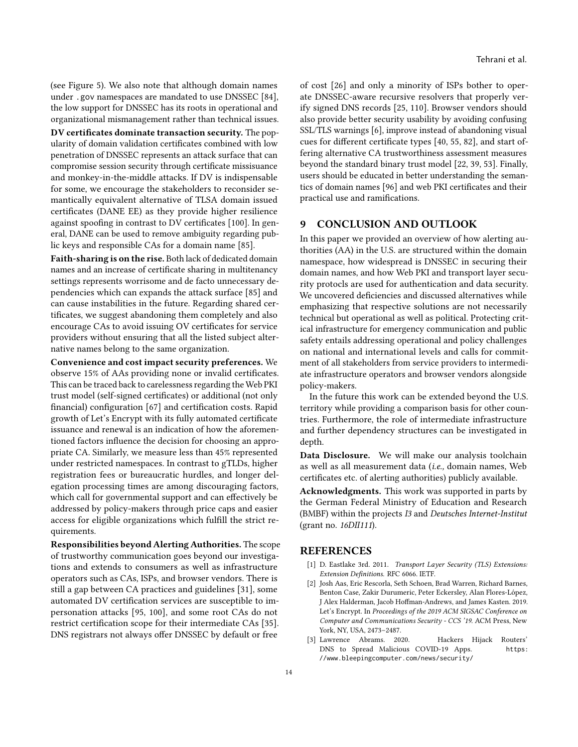(see Figure 5). We also note that although domain names under .gov namespaces are mandated to use DNSSEC [84], the low support for DNSSEC has its roots in operational and organizational mismanagement rather than technical issues.

**DV certificates dominate transaction security.** The popularity of domain validation certificates combined with low penetration of DNSSEC represents an attack surface that can compromise session security through certificate missisuance and monkey-in-the-middle attacks. If DV is indispensable for some, we encourage the stakeholders to reconsider semantically equivalent alternative of TLSA domain issued certificates (DANE EE) as they provide higher resilience against spoofing in contrast to DV certificates [100]. In general, DANE can be used to remove ambiguity regarding public keys and responsible CAs for a domain name [85].

**Faith-sharing is on the rise.** Both lack of dedicated domain names and an increase of certificate sharing in multitenancy settings represents worrisome and de facto unnecessary dependencies which can expands the attack surface [85] and can cause instabilities in the future. Regarding shared certificates, we suggest abandoning them completely and also encourage CAs to avoid issuing OV certificates for service providers without ensuring that all the listed subject alternative names belong to the same organization.

**Convenience and cost impact security preferences.** We observe 15% of AAs providing none or invalid certificates. This can be traced back to carelessness regarding the Web PKI trust model (self-signed certificates) or additional (not only financial) configuration [67] and certification costs. Rapid growth of Let's Encrypt with its fully automated certificate issuance and renewal is an indication of how the aforementioned factors influence the decision for choosing an appropriate CA. Similarly, we measure less than 45% represented under restricted namespaces. In contrast to gTLDs, higher registration fees or bureaucratic hurdles, and longer delegation processing times are among discouraging factors, which call for governmental support and can effectively be addressed by policy-makers through price caps and easier access for eligible organizations which fulfill the strict requirements.

**Responsibilities beyond Alerting Authorities.** The scope of trustworthy communication goes beyond our investigations and extends to consumers as well as infrastructure operators such as CAs, ISPs, and browser vendors. There is still a gap between CA practices and guidelines [31], some automated DV certification services are susceptible to impersonation attacks [95, 100], and some root CAs do not restrict certification scope for their intermediate CAs [35]. DNS registrars not always offer DNSSEC by default or free of cost [26] and only a minority of ISPs bother to operate DNSSEC-aware recursive resolvers that properly verify signed DNS records [25, 110]. Browser vendors should also provide better security usability by avoiding confusing SSL/TLS warnings [6], improve instead of abandoning visual cues for different certificate types [40, 55, 82], and start offering alternative CA trustworthiness assessment measures beyond the standard binary trust model [22, 39, 53]. Finally, users should be educated in better understanding the semantics of domain names [96] and web PKI certificates and their practical use and ramifications.

## 9 CONCLUSION AND OUTLOOK

In this paper we provided an overview of how alerting authorities (AA) in the U.S. are structured within the domain namespace, how widespread is DNSSEC in securing their domain names, and how Web PKI and transport layer security protocls are used for authentication and data security. We uncovered deficiencies and discussed alternatives while emphasizing that respective solutions are not necessarily technical but operational as well as political. Protecting critical infrastructure for emergency communication and public safety entails addressing operational and policy challenges on national and international levels and calls for commitment of all stakeholders from service providers to intermediate infrastructure operators and browser vendors alongside policy-makers.

In the future this work can be extended beyond the U.S. territory while providing a comparison basis for other countries. Furthermore, the role of intermediate infrastructure and further dependency structures can be investigated in depth.

**Data Disclosure.** We will make our analysis toolchain as well as all measurement data (*i.e.,* domain names, Web certificates etc. of alerting authorities) publicly available.

**Acknowledgments.** This work was supported in parts by the German Federal Ministry of Education and Research (BMBF) within the projects *I3* and *Deutsches Internet-Institut* (grant no. *16DII111*).

## REFERENCES

[1] D. Eastlake 3rd. 2011. *Transport Layer Security (TLS) Extensions: Extension Definitions.* RFC 6066. IETF.

[2] Josh Aas, Eric Rescorla, Seth Schoen, Brad Warren, Richard Barnes, Benton Case, Zakir Durumeric, Peter Eckersley, Alan Flores-López, J Alex Halderman, Jacob Hoffman-Andrews, and James Kasten. 2019. Let's Encrypt. In *Proceedings of the 2019 ACM SIGSAC Conference on Computer and Communications Security - CCS '19*. ACM Press, New York, NY, USA, 2473–2487.

[3] Lawrence Abrams. 2020. Hackers Hijack Routers' DNS to Spread Malicious COVID-19 Apps. https://www.bleepingcomputer.com/news/security/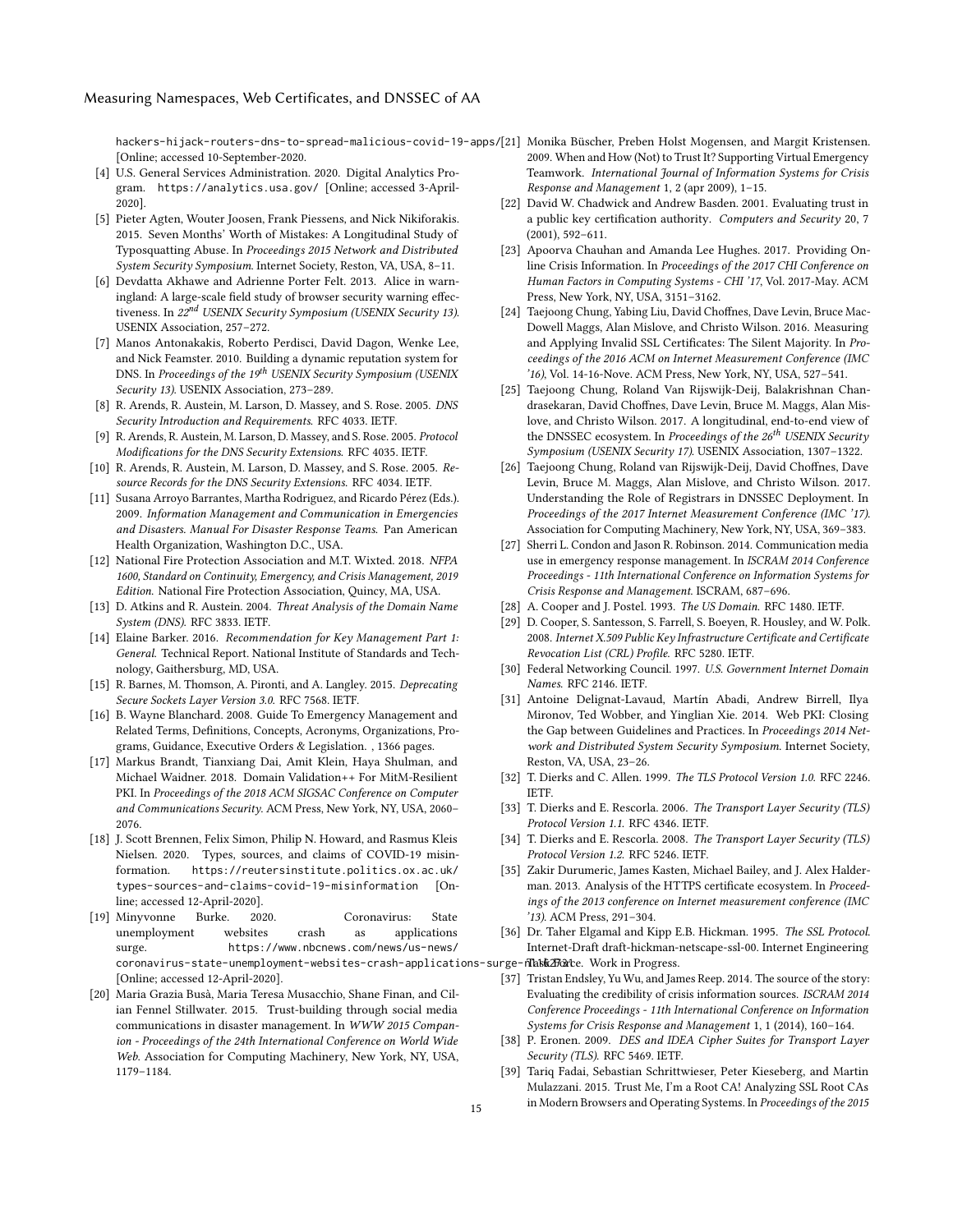hackers-hijack-routers-dns-to-spread-malicious-covid-19-apps/ [Online; accessed 10-September-2020.

- [4] U.S. General Services Administration. 2020. Digital Analytics Program. https://analytics.usa.gov/ [Online; accessed 3-April-2020].
- [5] Pieter Agten, Wouter Joosen, Frank Piessens, and Nick Nikiforakis. 2015. Seven Months' Worth of Mistakes: A Longitudinal Study of Typosquatting Abuse. In *Proceedings 2015 Network and Distributed System Security Symposium*. Internet Society, Reston, VA, USA, 8–11.
- [6] Devdatta Akhawe and Adrienne Porter Felt. 2013. Alice in warningland: A large-scale field study of browser security warning effectiveness. In *22nd USENIX Security Symposium (USENIX Security 13)*. USENIX Association, 257–272.
- [7] Manos Antonakakis, Roberto Perdisci, David Dagon, Wenke Lee, and Nick Feamster. 2010. Building a dynamic reputation system for DNS. In *Proceedings of the 19th USENIX Security Symposium (USENIX Security 13)*. USENIX Association, 273–289.
- [8] R. Arends, R. Austein, M. Larson, D. Massey, and S. Rose. 2005. *DNS Security Introduction and Requirements*. RFC 4033. IETF.
- [9] R. Arends, R. Austein, M. Larson, D. Massey, and S. Rose. 2005. *Protocol Modifications for the DNS Security Extensions*. RFC 4035. IETF.
- [10] R. Arends, R. Austein, M. Larson, D. Massey, and S. Rose. 2005. *Resource Records for the DNS Security Extensions*. RFC 4034. IETF.
- [11] Susana Arroyo Barrantes, Martha Rodriguez, and Ricardo Pérez (Eds.). 2009. *Information Management and Communication in Emergencies and Disasters. Manual For Disaster Response Teams*. Pan American Health Organization, Washington D.C., USA.
- [12] National Fire Protection Association and M.T. Wixted. 2018. *NFPA 1600, Standard on Continuity, Emergency, and Crisis Management, 2019 Edition*. National Fire Protection Association, Quincy, MA, USA.
- [13] D. Atkins and R. Austein. 2004. *Threat Analysis of the Domain Name System (DNS)*. RFC 3833. IETF.
- [14] Elaine Barker. 2016. *Recommendation for Key Management Part 1: General*. Technical Report. National Institute of Standards and Technology, Gaithersburg, MD, USA.
- [15] R. Barnes, M. Thomson, A. Pironti, and A. Langley. 2015. *Deprecating Secure Sockets Layer Version 3.0*. RFC 7568. IETF.
- [16] B. Wayne Blanchard. 2008. Guide To Emergency Management and Related Terms, Definitions, Concepts, Acronyms, Organizations, Programs, Guidance, Executive Orders & Legislation. , 1366 pages.
- [17] Markus Brandt, Tianxiang Dai, Amit Klein, Haya Shulman, and Michael Waidner. 2018. Domain Validation++ For MitM-Resilient PKI. In *Proceedings of the 2018 ACM SIGSAC Conference on Computer and Communications Security*. ACM Press, New York, NY, USA, 2060–2076.
- [18] J. Scott Brennen, Felix Simon, Philip N. Howard, and Rasmus Kleis Nielsen. 2020. Types, sources, and claims of COVID-19 misinformation. https://reutersinstitute.politics.ox.ac.uk/types-sources-and-claims-covid-19-misinformation [Online; accessed 12-April-2020].
- [19] Minyvonne Burke. 2020. Coronavirus: State unemployment websites crash as applications surge. https://www.nbcnews.com/news/us-news/coronavirus-state-unemployment-websites-crash-applications-surge-n1167721 [Online; accessed 12-April-2020].
- [20] Maria Grazia Busà, Maria Teresa Musacchio, Shane Finan, and Cilian Fennel Stillwater. 2015. Trust-building through social media communications in disaster management. In *WWW 2015 Companion - Proceedings of the 24th International Conference on World Wide Web*. Association for Computing Machinery, New York, NY, USA, 1179–1184.
- [21] Monika Büscher, Preben Holst Mogensen, and Margit Kristensen. 2009. When and How (Not) to Trust It? Supporting Virtual Emergency Teamwork. *International Journal of Information Systems for Crisis Response and Management* 1, 2 (apr 2009), 1–15.
- [22] David W. Chadwick and Andrew Basden. 2001. Evaluating trust in a public key certification authority. *Computers and Security* 20, 7 (2001), 592–611.
- [23] Apoorva Chauhan and Amanda Lee Hughes. 2017. Providing Online Crisis Information. In *Proceedings of the 2017 CHI Conference on Human Factors in Computing Systems - CHI '17*, Vol. 2017-May. ACM Press, New York, NY, USA, 3151–3162.
- [24] Taejoong Chung, Yabing Liu, David Choffnes, Dave Levin, Bruce MacDowell Maggs, Alan Mislove, and Christo Wilson. 2016. Measuring and Applying Invalid SSL Certificates: The Silent Majority. In *Proceedings of the 2016 ACM on Internet Measurement Conference (IMC '16)*, Vol. 14-16-Nove. ACM Press, New York, NY, USA, 527–541.
- [25] Taejoong Chung, Roland Van Rijswijk-Deij, Balakrishnan Chandrasekaran, David Choffnes, Dave Levin, Bruce M. Maggs, Alan Mislove, and Christo Wilson. 2017. A longitudinal, end-to-end view of the DNSSEC ecosystem. In *Proceedings of the 26th USENIX Security Symposium (USENIX Security 17)*. USENIX Association, 1307–1322.
- [26] Taejoong Chung, Roland van Rijswijk-Deij, David Choffnes, Dave Levin, Bruce M. Maggs, Alan Mislove, and Christo Wilson. 2017. Understanding the Role of Registrars in DNSSEC Deployment. In *Proceedings of the 2017 Internet Measurement Conference (IMC '17)*. Association for Computing Machinery, New York, NY, USA, 369–383.
- [27] Sherri L. Condon and Jason R. Robinson. 2014. Communication media use in emergency response management. In *ISCRAM 2014 Conference Proceedings - 11th International Conference on Information Systems for Crisis Response and Management*. ISCRAM, 687–696.
- [28] A. Cooper and J. Postel. 1993. *The US Domain*. RFC 1480. IETF.
- [29] D. Cooper, S. Santesson, S. Farrell, S. Boeyen, R. Housley, and W. Polk. 2008. *Internet X.509 Public Key Infrastructure Certificate and Certificate Revocation List (CRL) Profile*. RFC 5280. IETF.
- [30] Federal Networking Council. 1997. *U.S. Government Internet Domain Names*. RFC 2146. IETF.
- [31] Antoine Delignat-Lavaud, Martín Abadi, Andrew Birrell, Ilya Mironov, Ted Wobber, and Yinglian Xie. 2014. Web PKI: Closing the Gap between Guidelines and Practices. In *Proceedings 2014 Network and Distributed System Security Symposium*. Internet Society, Reston, VA, USA, 23–26.
- [32] T. Dierks and C. Allen. 1999. *The TLS Protocol Version 1.0*. RFC 2246. IETF.
- [33] T. Dierks and E. Rescorla. 2006. *The Transport Layer Security (TLS) Protocol Version 1.1*. RFC 4346. IETF.
- [34] T. Dierks and E. Rescorla. 2008. *The Transport Layer Security (TLS) Protocol Version 1.2*. RFC 5246. IETF.
- [35] Zakir Durumeric, James Kasten, Michael Bailey, and J. Alex Halderman. 2013. Analysis of the HTTPS certificate ecosystem. In *Proceedings of the 2013 conference on Internet measurement conference (IMC '13)*. ACM Press, 291–304.
- [36] Dr. Taher Elgamal and Kipp E.B. Hickman. 1995. *The SSL Protocol*. Internet-Draft draft-hickman-netscape-ssl-00. Internet Engineering Task Force. Work in Progress.
- [37] Tristan Endsley, Yu Wu, and James Reep. 2014. The source of the story: Evaluating the credibility of crisis information sources. *ISCRAM 2014 Conference Proceedings - 11th International Conference on Information Systems for Crisis Response and Management* 1, 1 (2014), 160–164.
- [38] P. Eronen. 2009. *DES and IDEA Cipher Suites for Transport Layer Security (TLS)*. RFC 5469. IETF.
- [39] Tariq Fadai, Sebastian Schrittwieser, Peter Kieseberg, and Martin Mulazzani. 2015. Trust Me, I'm a Root CA! Analyzing SSL Root CAs in Modern Browsers and Operating Systems. In *Proceedings of the 2015*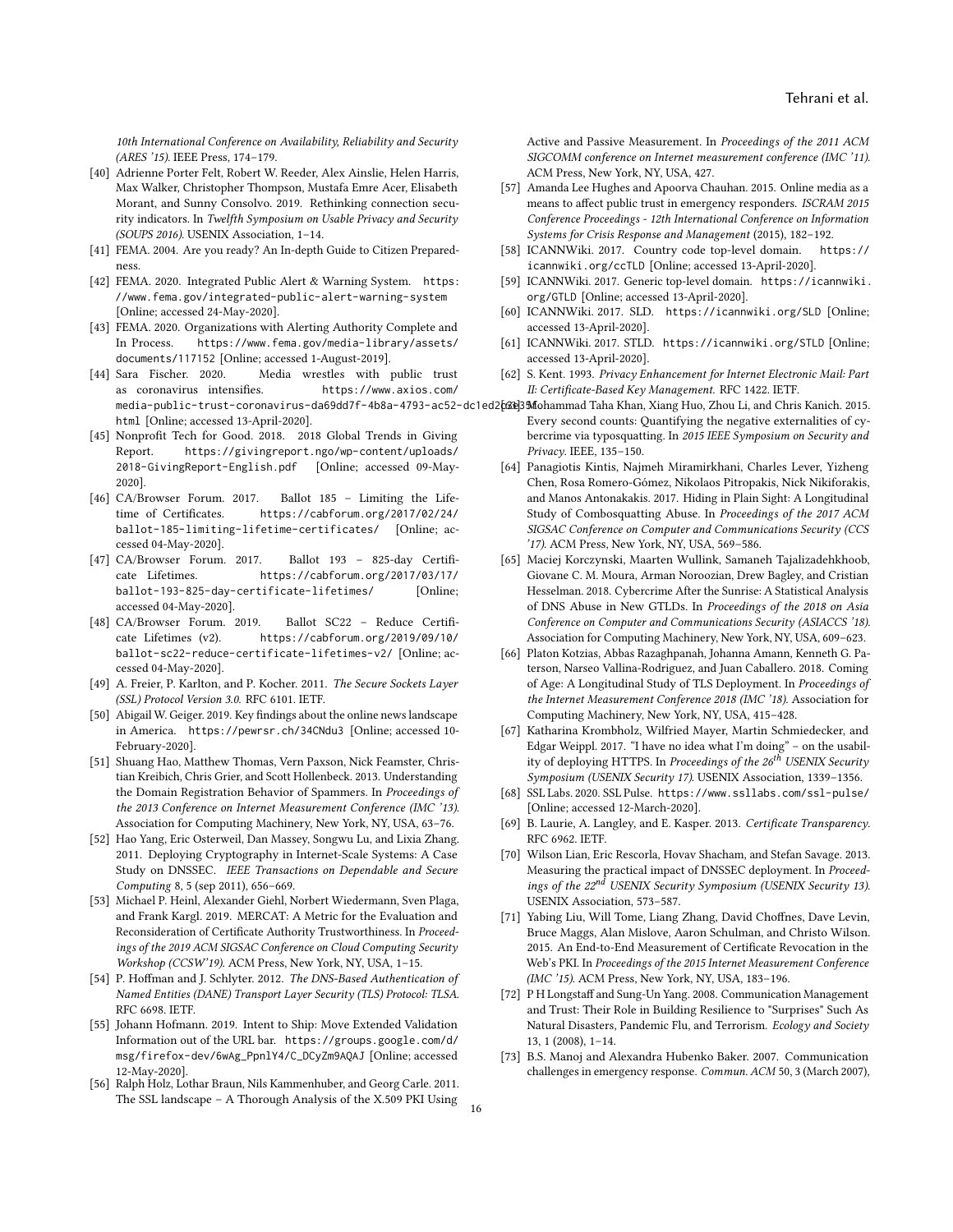*10th International Conference on Availability, Reliability and Security (ARES '15)*. IEEE Press, 174–179.

- [40] Adrienne Porter Felt, Robert W. Reeder, Alex Ainslie, Helen Harris, Max Walker, Christopher Thompson, Mustafa Emre Acer, Elisabeth Morant, and Sunny Consolvo. 2019. Rethinking connection security indicators. In *Twelfth Symposium on Usable Privacy and Security (SOUPS 2016)*. USENIX Association, 1–14.
- [41] FEMA. 2004. Are you ready? An In-depth Guide to Citizen Preparedness.
- [42] FEMA. 2020. Integrated Public Alert & Warning System. https://www.fema.gov/integrated-public-alert-warning-system [Online; accessed 24-May-2020].
- [43] FEMA. 2020. Organizations with Alerting Authority Complete and In Process. https://www.fema.gov/media-library/assets/documents/117152 [Online; accessed 1-August-2019].
- [44] Sara Fischer. 2020. Media wrestles with public trust as coronavirus intensifies. https://www.axios.com/media-public-trust-coronavirus-da69dd7f-4b8a-4793-ac52-dc1ed2c3e35f.html [Online; accessed 13-April-2020].
- [45] Nonprofit Tech for Good. 2018. 2018 Global Trends in Giving Report. https://givingreport.ngo/wp-content/uploads/2018-GivingReport-English.pdf [Online; accessed 09-May-2020].
- [46] CA/Browser Forum. 2017. Ballot 185 – Limiting the Lifetime of Certificates. https://cabforum.org/2017/02/24/ballot-185-limiting-lifetime-certificates/ [Online; accessed 04-May-2020].
- [47] CA/Browser Forum. 2017. Ballot 193 – 825-day Certificate Lifetimes. https://cabforum.org/2017/03/17/ballot-193-825-day-certificate-lifetimes/ [Online; accessed 04-May-2020].
- [48] CA/Browser Forum. 2019. Ballot SC22 – Reduce Certificate Lifetimes (v2). https://cabforum.org/2019/09/10/ballot-sc22-reduce-certificate-lifetimes-v2/ [Online; accessed 04-May-2020].
- [49] A. Freier, P. Karlton, and P. Kocher. 2011. *The Secure Sockets Layer (SSL) Protocol Version 3.0.* RFC 6101. IETF.
- [50] Abigail W. Geiger. 2019. Key findings about the online news landscape in America. https://pewrsr.ch/34CNdu3 [Online; accessed 10-February-2020].
- [51] Shuang Hao, Matthew Thomas, Vern Paxson, Nick Feamster, Christian Kreibich, Chris Grier, and Scott Hollenbeck. 2013. Understanding the Domain Registration Behavior of Spammers. In *Proceedings of the 2013 Conference on Internet Measurement Conference (IMC '13)*. Association for Computing Machinery, New York, NY, USA, 63–76.
- [52] Hao Yang, Eric Osterweil, Dan Massey, Songwu Lu, and Lixia Zhang. 2011. Deploying Cryptography in Internet-Scale Systems: A Case Study on DNSSEC. *IEEE Transactions on Dependable and Secure Computing* 8, 5 (sep 2011), 656–669.
- [53] Michael P. Heinl, Alexander Giehl, Norbert Wiedermann, Sven Plaga, and Frank Kargl. 2019. MERCAT: A Metric for the Evaluation and Reconsideration of Certificate Authority Trustworthiness. In *Proceedings of the 2019 ACM SIGSAC Conference on Cloud Computing Security Workshop (CCSW'19)*. ACM Press, New York, NY, USA, 1–15.
- [54] P. Hoffman and J. Schlyter. 2012. *The DNS-Based Authentication of Named Entities (DANE) Transport Layer Security (TLS) Protocol: TLSA.* RFC 6698. IETF.
- [55] Johann Hofmann. 2019. Intent to Ship: Move Extended Validation Information out of the URL bar. https://groups.google.com/d/msg/firefox-dev/6wAg_PpnlY4/C_DCyZm9AQAJ [Online; accessed 12-May-2020].
- [56] Ralph Holz, Lothar Braun, Nils Kammenhuber, and Georg Carle. 2011. The SSL landscape – A Thorough Analysis of the X.509 PKI Using Active and Passive Measurement. In *Proceedings of the 2011 ACM SIGCOMM conference on Internet measurement conference (IMC '11)*. ACM Press, New York, NY, USA, 427.
- [57] Amanda Lee Hughes and Apoorva Chauhan. 2015. Online media as a means to affect public trust in emergency responders. *ISCRAM 2015 Conference Proceedings - 12th International Conference on Information Systems for Crisis Response and Management* (2015), 182–192.
- [58] ICANNWiki. 2017. Country code top-level domain. https://icannwiki.org/ccTLD [Online; accessed 13-April-2020].
- [59] ICANNWiki. 2017. Generic top-level domain. https://icannwiki.org/GTLD [Online; accessed 13-April-2020].
- [60] ICANNWiki. 2017. SLD. https://icannwiki.org/SLD [Online; accessed 13-April-2020].
- [61] ICANNWiki. 2017. STLD. https://icannwiki.org/STLD [Online; accessed 13-April-2020].
- [62] S. Kent. 1993. *Privacy Enhancement for Internet Electronic Mail: Part II: Certificate-Based Key Management.* RFC 1422. IETF.
- [63] Mohammad Taha Khan, Xiang Huo, Zhou Li, and Chris Kanich. 2015. Every second counts: Quantifying the negative externalities of cybercrime via typosquatting. In *2015 IEEE Symposium on Security and Privacy*. IEEE, 135–150.
- [64] Panagiotis Kintis, Najmeh Miramirkhani, Charles Lever, Yizheng Chen, Rosa Romero-Gómez, Nikolaos Pitropakis, Nick Nikiforakis, and Manos Antonakakis. 2017. Hiding in Plain Sight: A Longitudinal Study of Combosquatting Abuse. In *Proceedings of the 2017 ACM SIGSAC Conference on Computer and Communications Security (CCS '17)*. ACM Press, New York, NY, USA, 569–586.
- [65] Maciej Korczynski, Maarten Wullink, Samaneh Tajalizadehkhoob, Giovane C. M. Moura, Arman Noroozian, Drew Bagley, and Cristian Hesselman. 2018. Cybercrime After the Sunrise: A Statistical Analysis of DNS Abuse in New GTLDs. In *Proceedings of the 2018 on Asia Conference on Computer and Communications Security (ASIACCS '18)*. Association for Computing Machinery, New York, NY, USA, 609–623.
- [66] Platon Kotzias, Abbas Razaghpanah, Johanna Amann, Kenneth G. Paterson, Narseo Vallina-Rodriguez, and Juan Caballero. 2018. Coming of Age: A Longitudinal Study of TLS Deployment. In *Proceedings of the Internet Measurement Conference 2018 (IMC '18)*. Association for Computing Machinery, New York, NY, USA, 415–428.
- [67] Katharina Krombholz, Wilfried Mayer, Martin Schmiedecker, and Edgar Weippl. 2017. "I have no idea what I'm doing" – on the usability of deploying HTTPS. In *Proceedings of the 26th USENIX Security Symposium (USENIX Security 17)*. USENIX Association, 1339–1356.
- [68] SSL Labs. 2020. SSL Pulse. https://www.ssllabs.com/ssl-pulse/ [Online; accessed 12-March-2020].
- [69] B. Laurie, A. Langley, and E. Kasper. 2013. *Certificate Transparency.* RFC 6962. IETF.
- [70] Wilson Lian, Eric Rescorla, Hovav Shacham, and Stefan Savage. 2013. Measuring the practical impact of DNSSEC deployment. In *Proceedings of the 22nd USENIX Security Symposium (USENIX Security 13)*. USENIX Association, 573–587.
- [71] Yabing Liu, Will Tome, Liang Zhang, David Choffnes, Dave Levin, Bruce Maggs, Alan Mislove, Aaron Schulman, and Christo Wilson. 2015. An End-to-End Measurement of Certificate Revocation in the Web's PKI. In *Proceedings of the 2015 Internet Measurement Conference (IMC '15)*. ACM Press, New York, NY, USA, 183–196.
- [72] P H Longstaff and Sung-Un Yang. 2008. Communication Management and Trust: Their Role in Building Resilience to "Surprises" Such As Natural Disasters, Pandemic Flu, and Terrorism. *Ecology and Society* 13, 1 (2008), 1–14.
- [73] B.S. Manoj and Alexandra Hubenko Baker. 2007. Communication challenges in emergency response. *Commun. ACM* 50, 3 (March 2007),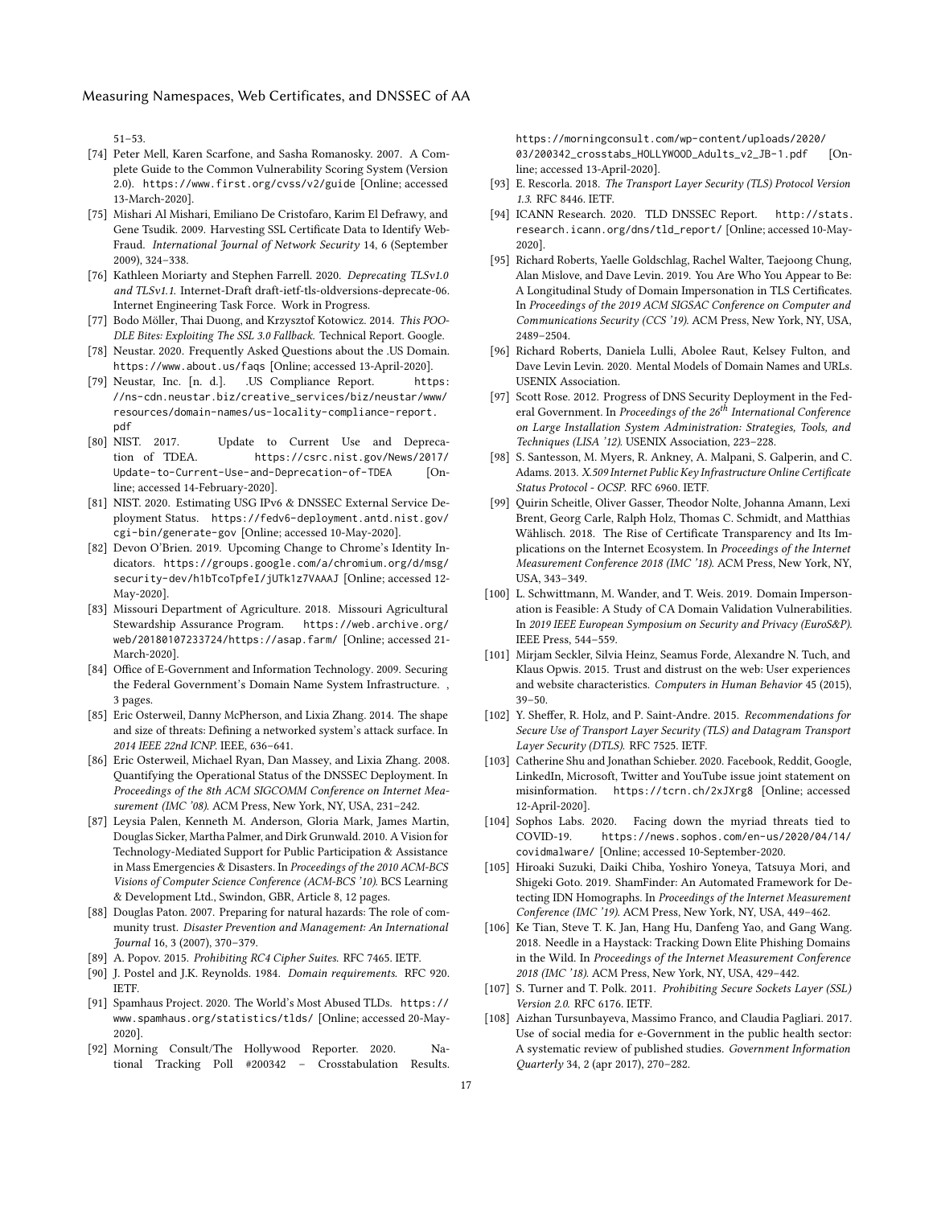51–53.

- [74] Peter Mell, Karen Scarfone, and Sasha Romanosky. 2007. A Complete Guide to the Common Vulnerability Scoring System (Version 2.0). https://www.first.org/cvss/v2/guide [Online; accessed 13-March-2020].
- [75] Mishari Al Mishari, Emiliano De Cristofaro, Karim El Defrawy, and Gene Tsudik. 2009. Harvesting SSL Certificate Data to Identify Web-Fraud. *International Journal of Network Security* 14, 6 (September 2009), 324–338.
- [76] Kathleen Moriarty and Stephen Farrell. 2020. *Deprecating TLSv1.0 and TLSv1.1.* Internet-Draft draft-ietf-tls-oldversions-deprecate-06. Internet Engineering Task Force. Work in Progress.
- [77] Bodo Möller, Thai Duong, and Krzysztof Kotowicz. 2014. *This POODLE Bites: Exploiting The SSL 3.0 Fallback.* Technical Report. Google.
- [78] Neustar. 2020. Frequently Asked Questions about the .US Domain. https://www.about.us/faqs [Online; accessed 13-April-2020].
- [79] Neustar, Inc. [n. d.]. .US Compliance Report. https://ns-cdn.neustar.biz/creative_services/biz/neustar/www/resources/domain-names/us-locality-compliance-report.pdf
- [80] NIST. 2017. Update to Current Use and Deprecation of TDEA. https://csrc.nist.gov/News/2017/Update-to-Current-Use-and-Deprecation-of-TDEA [Online; accessed 14-February-2020].
- [81] NIST. 2020. Estimating USG IPv6 & DNSSEC External Service Deployment Status. https://fedv6-deployment.antd.nist.gov/cgi-bin/generate-gov [Online; accessed 10-May-2020].
- [82] Devon O'Brien. 2019. Upcoming Change to Chrome's Identity Indicators. https://groups.google.com/a/chromium.org/d/msg/security-dev/h1bTcoTpfeI/jUTk1z7VAAAJ [Online; accessed 12-May-2020].
- [83] Missouri Department of Agriculture. 2018. Missouri Agricultural Stewardship Assurance Program. https://web.archive.org/web/20180107233724/https://asap.farm/ [Online; accessed 21-March-2020].
- [84] Office of E-Government and Information Technology. 2009. Securing the Federal Government's Domain Name System Infrastructure. , 3 pages.
- [85] Eric Osterweil, Danny McPherson, and Lixia Zhang. 2014. The shape and size of threats: Defining a networked system's attack surface. In *2014 IEEE 22nd ICNP*. IEEE, 636–641.
- [86] Eric Osterweil, Michael Ryan, Dan Massey, and Lixia Zhang. 2008. Quantifying the Operational Status of the DNSSEC Deployment. In *Proceedings of the 8th ACM SIGCOMM Conference on Internet Measurement (IMC '08)*. ACM Press, New York, NY, USA, 231–242.
- [87] Leysia Palen, Kenneth M. Anderson, Gloria Mark, James Martin, Douglas Sicker, Martha Palmer, and Dirk Grunwald. 2010. A Vision for Technology-Mediated Support for Public Participation & Assistance in Mass Emergencies & Disasters. In *Proceedings of the 2010 ACM-BCS Visions of Computer Science Conference (ACM-BCS '10)*. BCS Learning & Development Ltd., Swindon, GBR, Article 8, 12 pages.
- [88] Douglas Paton. 2007. Preparing for natural hazards: The role of community trust. *Disaster Prevention and Management: An International Journal* 16, 3 (2007), 370–379.
- [89] A. Popov. 2015. *Prohibiting RC4 Cipher Suites.* RFC 7465. IETF.
- [90] J. Postel and J.K. Reynolds. 1984. *Domain requirements.* RFC 920. IETF.
- [91] Spamhaus Project. 2020. The World's Most Abused TLDs. https://www.spamhaus.org/statistics/tlds/ [Online; accessed 20-May-2020].
- [92] Morning Consult/The Hollywood Reporter. 2020. National Tracking Poll #200342 – Crosstabulation Results. https://morningconsult.com/wp-content/uploads/2020/03/200342_crosstabs_HOLLYWOOD_Adults_v2_JB-1.pdf [Online; accessed 13-April-2020].
- [93] E. Rescorla. 2018. *The Transport Layer Security (TLS) Protocol Version 1.3.* RFC 8446. IETF.
- [94] ICANN Research. 2020. TLD DNSSEC Report. http://stats.research.icann.org/dns/tld_report/ [Online; accessed 10-May-2020].
- [95] Richard Roberts, Yaelle Goldschlag, Rachel Walter, Taejoong Chung, Alan Mislove, and Dave Levin. 2019. You Are Who You Appear to Be: A Longitudinal Study of Domain Impersonation in TLS Certificates. In *Proceedings of the 2019 ACM SIGSAC Conference on Computer and Communications Security (CCS '19)*. ACM Press, New York, NY, USA, 2489–2504.
- [96] Richard Roberts, Daniela Lulli, Abolee Raut, Kelsey Fulton, and Dave Levin Levin. 2020. Mental Models of Domain Names and URLs. USENIX Association.
- [97] Scott Rose. 2012. Progress of DNS Security Deployment in the Federal Government. In *Proceedings of the 26th International Conference on Large Installation System Administration: Strategies, Tools, and Techniques (LISA '12)*. USENIX Association, 223–228.
- [98] S. Santesson, M. Myers, R. Ankney, A. Malpani, S. Galperin, and C. Adams. 2013. *X.509 Internet Public Key Infrastructure Online Certificate Status Protocol - OCSP.* RFC 6960. IETF.
- [99] Quirin Scheitle, Oliver Gasser, Theodor Nolte, Johanna Amann, Lexi Brent, Georg Carle, Ralph Holz, Thomas C. Schmidt, and Matthias Wählisch. 2018. The Rise of Certificate Transparency and Its Implications on the Internet Ecosystem. In *Proceedings of the Internet Measurement Conference 2018 (IMC '18)*. ACM Press, New York, NY, USA, 343–349.
- [100] L. Schwittmann, M. Wander, and T. Weis. 2019. Domain Impersonation is Feasible: A Study of CA Domain Validation Vulnerabilities. In *2019 IEEE European Symposium on Security and Privacy (EuroS&P)*. IEEE Press, 544–559.
- [101] Mirjam Seckler, Silvia Heinz, Seamus Forde, Alexandre N. Tuch, and Klaus Opwis. 2015. Trust and distrust on the web: User experiences and website characteristics. *Computers in Human Behavior* 45 (2015), 39–50.
- [102] Y. Sheffer, R. Holz, and P. Saint-Andre. 2015. *Recommendations for Secure Use of Transport Layer Security (TLS) and Datagram Transport Layer Security (DTLS).* RFC 7525. IETF.
- [103] Catherine Shu and Jonathan Schieber. 2020. Facebook, Reddit, Google, LinkedIn, Microsoft, Twitter and YouTube issue joint statement on misinformation. https://tcrn.ch/2xJXrg8 [Online; accessed 12-April-2020].
- [104] Sophos Labs. 2020. Facing down the myriad threats tied to COVID-19. https://news.sophos.com/en-us/2020/04/14/covidmalware/ [Online; accessed 10-September-2020.
- [105] Hiroaki Suzuki, Daiki Chiba, Yoshiro Yoneya, Tatsuya Mori, and Shigeki Goto. 2019. ShamFinder: An Automated Framework for Detecting IDN Homographs. In *Proceedings of the Internet Measurement Conference (IMC '19)*. ACM Press, New York, NY, USA, 449–462.
- [106] Ke Tian, Steve T. K. Jan, Hang Hu, Danfeng Yao, and Gang Wang. 2018. Needle in a Haystack: Tracking Down Elite Phishing Domains in the Wild. In *Proceedings of the Internet Measurement Conference 2018 (IMC '18)*. ACM Press, New York, NY, USA, 429–442.
- [107] S. Turner and T. Polk. 2011. *Prohibiting Secure Sockets Layer (SSL) Version 2.0.* RFC 6176. IETF.
- [108] Aizhan Tursunbayeva, Massimo Franco, and Claudia Pagliari. 2017. Use of social media for e-Government in the public health sector: A systematic review of published studies. *Government Information Quarterly* 34, 2 (apr 2017), 270–282.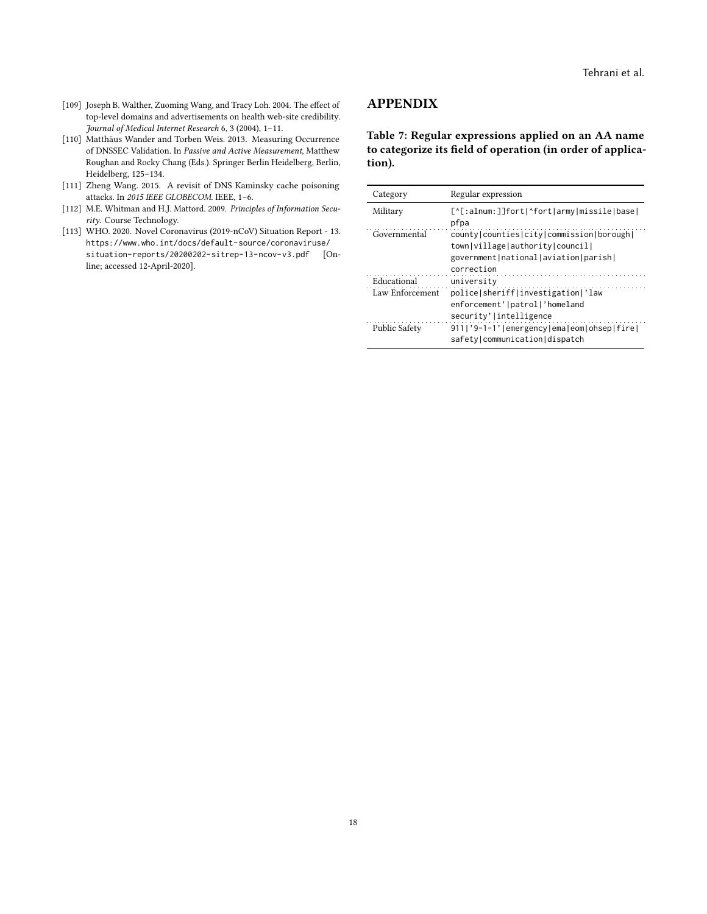[109] Joseph B. Walther, Zuoming Wang, and Tracy Loh. 2004. The effect of top-level domains and advertisements on health web-site credibility. *Journal of Medical Internet Research* 6, 3 (2004), 1–11.

[110] Matthäus Wander and Torben Weis. 2013. Measuring Occurrence of DNSSEC Validation. In *Passive and Active Measurement*, Matthew Roughan and Rocky Chang (Eds.). Springer Berlin Heidelberg, Berlin, Heidelberg, 125–134.

[111] Zheng Wang. 2015. A revisit of DNS Kaminsky cache poisoning attacks. In *2015 IEEE GLOBECOM*. IEEE, 1–6.

[112] M.E. Whitman and H.J. Mattord. 2009. *Principles of Information Security*. Course Technology.

[113] WHO. 2020. Novel Coronavirus (2019-nCoV) Situation Report - 13. https://www.who.int/docs/default-source/coronaviruse/situation-reports/20200202-sitrep-13-ncov-v3.pdf [Online; accessed 12-April-2020].

# APPENDIX

**Table 7: Regular expressions applied on an AA name to categorize its field of operation (in order of application).**

| Category | Regular expression |
|---|---|
| Military | `[^[:alnum:]]fort|^fort|army|missile|base|pfpa` |
| Governmental | `county|counties|city|commission|borough|town|village|authority|council|government|national|aviation|parish|correction` |
| Educational | `university` |
| Law Enforcement | `police|sheriff|investigation|'law enforcement'|patrol|'homeland security'|intelligence` |
| Public Safety | `911|'9-1-1'|emergency|ema|eom|ohsep|fire|safety|communication|dispatch` |